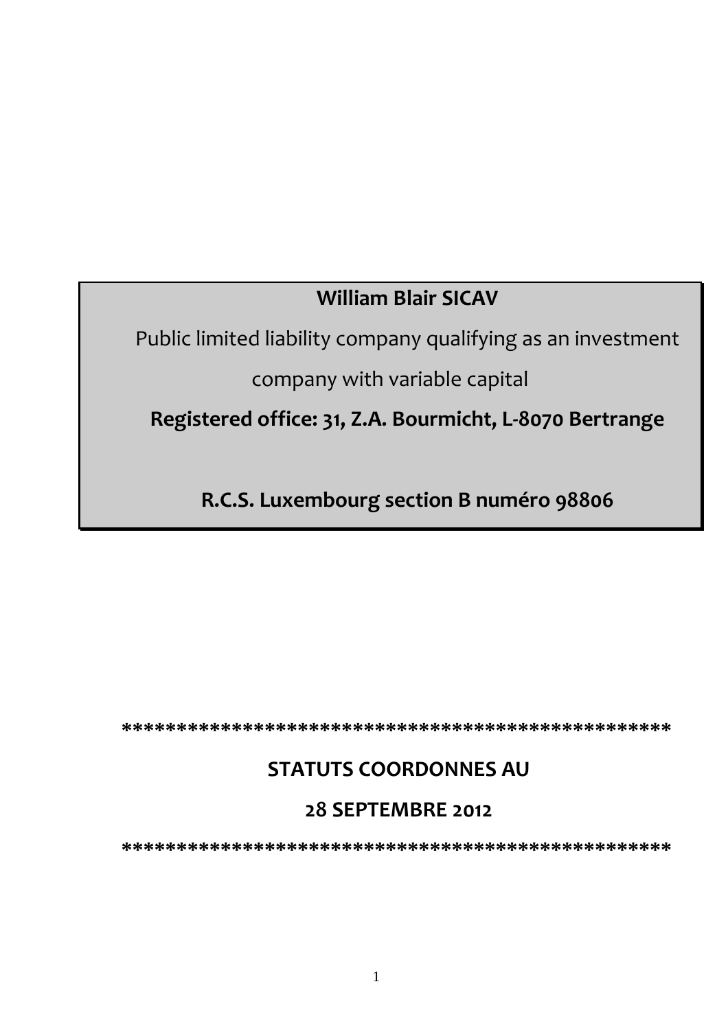**William Blair SICAV**

Public limited liability company qualifying as an investment company with variable capital

**Registered office: 31, Z.A. Bourmicht, L-8070 Bertrange**

**R.C.S. Luxembourg section B numéro 98806**

**\*\*\*\*\*\*\*\*\*\*\*\*\*\*\*\*\*\*\*\*\*\*\*\*\*\*\*\*\*\*\*\*\*\*\*\*\*\*\*\*\*\*\*\*\*\*\*\*\*\*\***

**STATUTS COORDONNES AU**

**28 SEPTEMBRE 2012**

**\*\*\*\*\*\*\*\*\*\*\*\*\*\*\*\*\*\*\*\*\*\*\*\*\*\*\*\*\*\*\*\*\*\*\*\*\*\*\*\*\*\*\*\*\*\*\*\*\*\*\***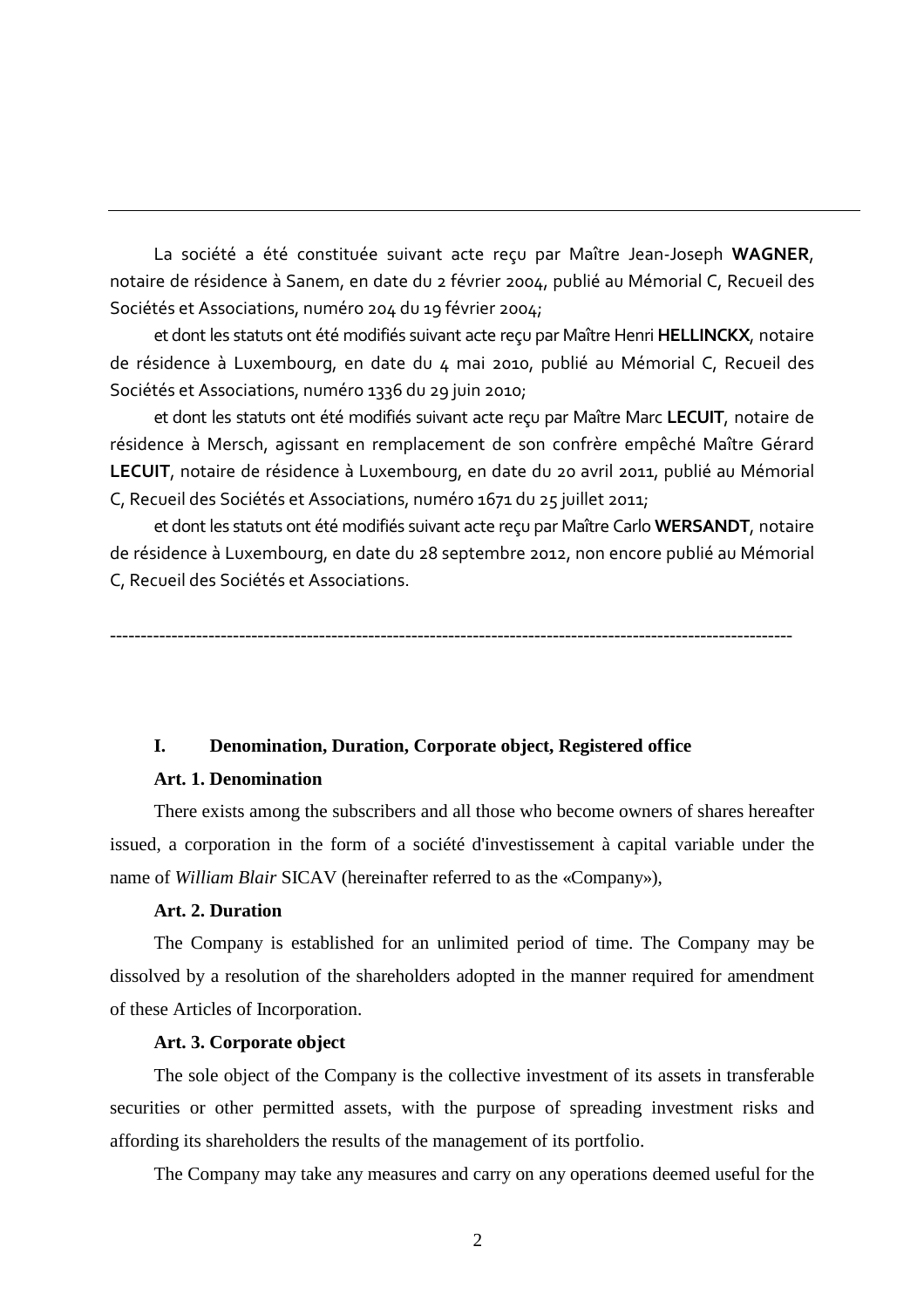La société a été constituée suivant acte reçu par Maître Jean-Joseph **WAGNER**, notaire de résidence à Sanem, en date du 2 février 2004, publié au Mémorial C, Recueil des Sociétés et Associations, numéro 204 du 19 février 2004;

et dont les statuts ont été modifiés suivant acte reçu par Maître Henri **HELLINCKX**, notaire de résidence à Luxembourg, en date du 4 mai 2010, publié au Mémorial C, Recueil des Sociétés et Associations, numéro 1336 du 29 juin 2010;

et dont les statuts ont été modifiés suivant acte reçu par Maître Marc **LECUIT**, notaire de résidence à Mersch, agissant en remplacement de son confrère empêché Maître Gérard **LECUIT**, notaire de résidence à Luxembourg, en date du 20 avril 2011, publié au Mémorial C, Recueil des Sociétés et Associations, numéro 1671 du 25 juillet 2011;

et dont les statuts ont été modifiés suivant acte reçu par Maître Carlo **WERSANDT**, notaire de résidence à Luxembourg, en date du 28 septembre 2012, non encore publié au Mémorial C, Recueil des Sociétés et Associations.

---

## I. Denomination, Duration, Corporate object, Registered office

### Art. 1. Denomination

There exists among the subscribers and all those who become owners of shares hereafter issued, a corporation in the form of a société d'investissement à capital variable under the name of *William Blair* SICAV (hereinafter referred to as the «Company»),

### Art. 2. Duration

The Company is established for an unlimited period of time. The Company may be dissolved by a resolution of the shareholders adopted in the manner required for amendment of these Articles of Incorporation.

### Art. 3. Corporate object

The sole object of the Company is the collective investment of its assets in transferable securities or other permitted assets, with the purpose of spreading investment risks and affording its shareholders the results of the management of its portfolio.

The Company may take any measures and carry on any operations deemed useful for the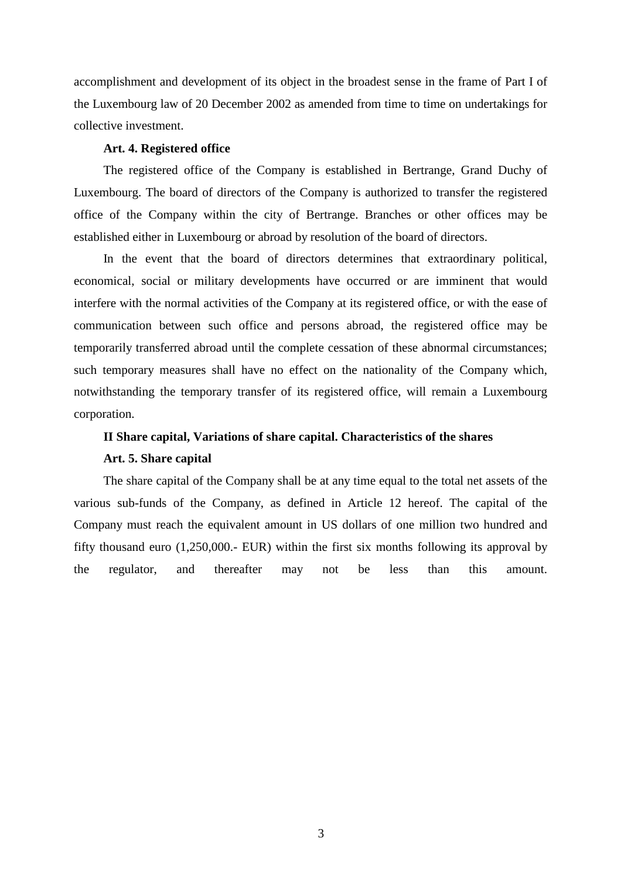accomplishment and development of its object in the broadest sense in the frame of Part I of the Luxembourg law of 20 December 2002 as amended from time to time on undertakings for collective investment.

**Art. 4. Registered office**

The registered office of the Company is established in Bertrange, Grand Duchy of Luxembourg. The board of directors of the Company is authorized to transfer the registered office of the Company within the city of Bertrange. Branches or other offices may be established either in Luxembourg or abroad by resolution of the board of directors.

In the event that the board of directors determines that extraordinary political, economical, social or military developments have occurred or are imminent that would interfere with the normal activities of the Company at its registered office, or with the ease of communication between such office and persons abroad, the registered office may be temporarily transferred abroad until the complete cessation of these abnormal circumstances; such temporary measures shall have no effect on the nationality of the Company which, notwithstanding the temporary transfer of its registered office, will remain a Luxembourg corporation.

**II Share capital, Variations of share capital. Characteristics of the shares**

**Art. 5. Share capital**

The share capital of the Company shall be at any time equal to the total net assets of the various sub-funds of the Company, as defined in Article 12 hereof. The capital of the Company must reach the equivalent amount in US dollars of one million two hundred and fifty thousand euro (1,250,000.- EUR) within the first six months following its approval by the regulator, and thereafter may not be less than this amount.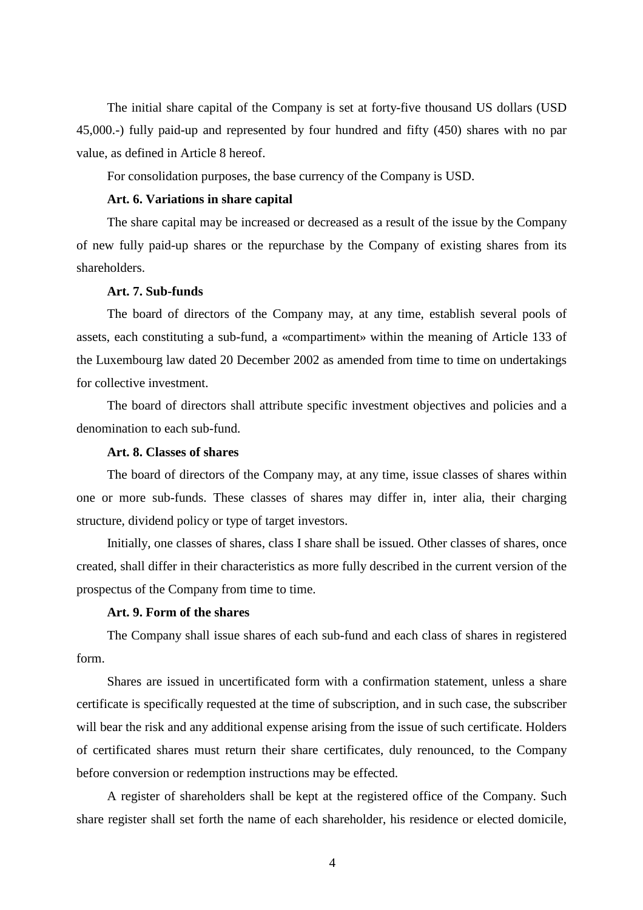The initial share capital of the Company is set at forty-five thousand US dollars (USD 45,000.-) fully paid-up and represented by four hundred and fifty (450) shares with no par value, as defined in Article 8 hereof.

For consolidation purposes, the base currency of the Company is USD.

**Art. 6. Variations in share capital**

The share capital may be increased or decreased as a result of the issue by the Company of new fully paid-up shares or the repurchase by the Company of existing shares from its shareholders.

**Art. 7. Sub-funds**

The board of directors of the Company may, at any time, establish several pools of assets, each constituting a sub-fund, a «compartiment» within the meaning of Article 133 of the Luxembourg law dated 20 December 2002 as amended from time to time on undertakings for collective investment.

The board of directors shall attribute specific investment objectives and policies and a denomination to each sub-fund.

**Art. 8. Classes of shares**

The board of directors of the Company may, at any time, issue classes of shares within one or more sub-funds. These classes of shares may differ in, inter alia, their charging structure, dividend policy or type of target investors.

Initially, one classes of shares, class I share shall be issued. Other classes of shares, once created, shall differ in their characteristics as more fully described in the current version of the prospectus of the Company from time to time.

**Art. 9. Form of the shares**

The Company shall issue shares of each sub-fund and each class of shares in registered form.

Shares are issued in uncertificated form with a confirmation statement, unless a share certificate is specifically requested at the time of subscription, and in such case, the subscriber will bear the risk and any additional expense arising from the issue of such certificate. Holders of certificated shares must return their share certificates, duly renounced, to the Company before conversion or redemption instructions may be effected.

A register of shareholders shall be kept at the registered office of the Company. Such share register shall set forth the name of each shareholder, his residence or elected domicile,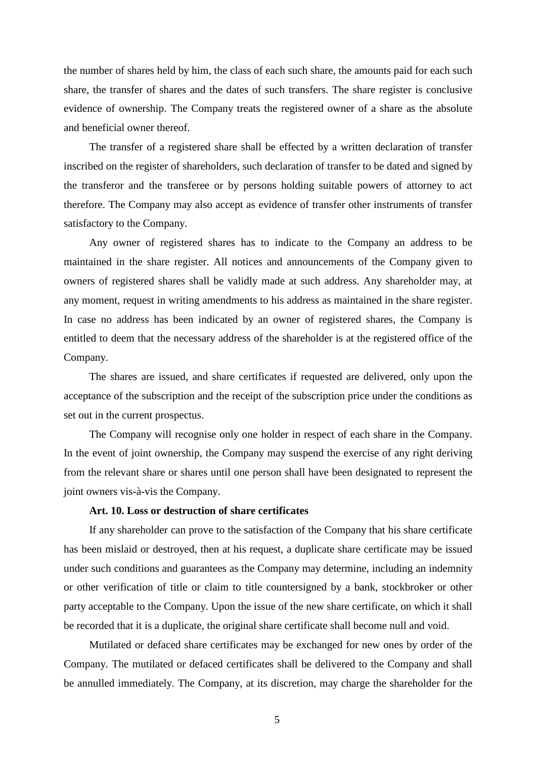the number of shares held by him, the class of each such share, the amounts paid for each such share, the transfer of shares and the dates of such transfers. The share register is conclusive evidence of ownership. The Company treats the registered owner of a share as the absolute and beneficial owner thereof.

The transfer of a registered share shall be effected by a written declaration of transfer inscribed on the register of shareholders, such declaration of transfer to be dated and signed by the transferor and the transferee or by persons holding suitable powers of attorney to act therefore. The Company may also accept as evidence of transfer other instruments of transfer satisfactory to the Company.

Any owner of registered shares has to indicate to the Company an address to be maintained in the share register. All notices and announcements of the Company given to owners of registered shares shall be validly made at such address. Any shareholder may, at any moment, request in writing amendments to his address as maintained in the share register. In case no address has been indicated by an owner of registered shares, the Company is entitled to deem that the necessary address of the shareholder is at the registered office of the Company.

The shares are issued, and share certificates if requested are delivered, only upon the acceptance of the subscription and the receipt of the subscription price under the conditions as set out in the current prospectus.

The Company will recognise only one holder in respect of each share in the Company. In the event of joint ownership, the Company may suspend the exercise of any right deriving from the relevant share or shares until one person shall have been designated to represent the joint owners vis-à-vis the Company.

**Art. 10. Loss or destruction of share certificates**

If any shareholder can prove to the satisfaction of the Company that his share certificate has been mislaid or destroyed, then at his request, a duplicate share certificate may be issued under such conditions and guarantees as the Company may determine, including an indemnity or other verification of title or claim to title countersigned by a bank, stockbroker or other party acceptable to the Company. Upon the issue of the new share certificate, on which it shall be recorded that it is a duplicate, the original share certificate shall become null and void.

Mutilated or defaced share certificates may be exchanged for new ones by order of the Company. The mutilated or defaced certificates shall be delivered to the Company and shall be annulled immediately. The Company, at its discretion, may charge the shareholder for the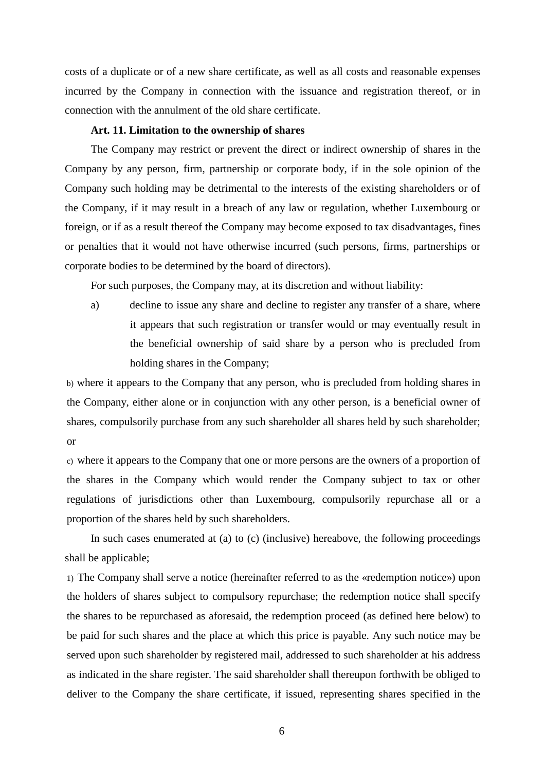costs of a duplicate or of a new share certificate, as well as all costs and reasonable expenses incurred by the Company in connection with the issuance and registration thereof, or in connection with the annulment of the old share certificate.

**Art. 11. Limitation to the ownership of shares**

The Company may restrict or prevent the direct or indirect ownership of shares in the Company by any person, firm, partnership or corporate body, if in the sole opinion of the Company such holding may be detrimental to the interests of the existing shareholders or of the Company, if it may result in a breach of any law or regulation, whether Luxembourg or foreign, or if as a result thereof the Company may become exposed to tax disadvantages, fines or penalties that it would not have otherwise incurred (such persons, firms, partnerships or corporate bodies to be determined by the board of directors).

For such purposes, the Company may, at its discretion and without liability:

a) decline to issue any share and decline to register any transfer of a share, where it appears that such registration or transfer would or may eventually result in the beneficial ownership of said share by a person who is precluded from holding shares in the Company;

b) where it appears to the Company that any person, who is precluded from holding shares in the Company, either alone or in conjunction with any other person, is a beneficial owner of shares, compulsorily purchase from any such shareholder all shares held by such shareholder; or

c) where it appears to the Company that one or more persons are the owners of a proportion of the shares in the Company which would render the Company subject to tax or other regulations of jurisdictions other than Luxembourg, compulsorily repurchase all or a proportion of the shares held by such shareholders.

In such cases enumerated at (a) to (c) (inclusive) hereabove, the following proceedings shall be applicable;

1) The Company shall serve a notice (hereinafter referred to as the «redemption notice») upon the holders of shares subject to compulsory repurchase; the redemption notice shall specify the shares to be repurchased as aforesaid, the redemption proceed (as defined here below) to be paid for such shares and the place at which this price is payable. Any such notice may be served upon such shareholder by registered mail, addressed to such shareholder at his address as indicated in the share register. The said shareholder shall thereupon forthwith be obliged to deliver to the Company the share certificate, if issued, representing shares specified in the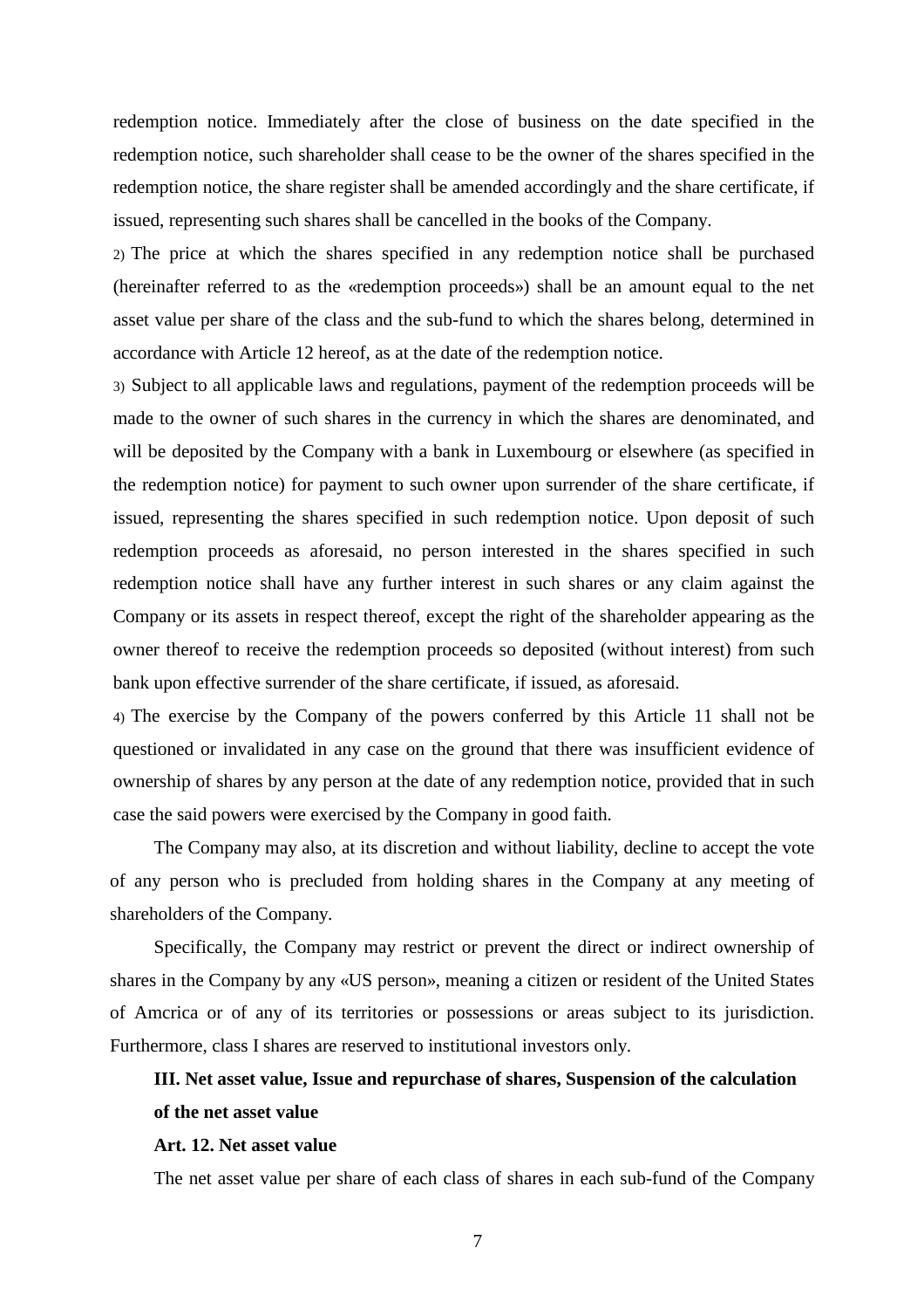redemption notice. Immediately after the close of business on the date specified in the redemption notice, such shareholder shall cease to be the owner of the shares specified in the redemption notice, the share register shall be amended accordingly and the share certificate, if issued, representing such shares shall be cancelled in the books of the Company.

2) The price at which the shares specified in any redemption notice shall be purchased (hereinafter referred to as the «redemption proceeds») shall be an amount equal to the net asset value per share of the class and the sub-fund to which the shares belong, determined in accordance with Article 12 hereof, as at the date of the redemption notice.

3) Subject to all applicable laws and regulations, payment of the redemption proceeds will be made to the owner of such shares in the currency in which the shares are denominated, and will be deposited by the Company with a bank in Luxembourg or elsewhere (as specified in the redemption notice) for payment to such owner upon surrender of the share certificate, if issued, representing the shares specified in such redemption notice. Upon deposit of such redemption proceeds as aforesaid, no person interested in the shares specified in such redemption notice shall have any further interest in such shares or any claim against the Company or its assets in respect thereof, except the right of the shareholder appearing as the owner thereof to receive the redemption proceeds so deposited (without interest) from such bank upon effective surrender of the share certificate, if issued, as aforesaid.

4) The exercise by the Company of the powers conferred by this Article 11 shall not be questioned or invalidated in any case on the ground that there was insufficient evidence of ownership of shares by any person at the date of any redemption notice, provided that in such case the said powers were exercised by the Company in good faith.

The Company may also, at its discretion and without liability, decline to accept the vote of any person who is precluded from holding shares in the Company at any meeting of shareholders of the Company.

Specifically, the Company may restrict or prevent the direct or indirect ownership of shares in the Company by any «US person», meaning a citizen or resident of the United States of Amcrica or of any of its territories or possessions or areas subject to its jurisdiction. Furthermore, class I shares are reserved to institutional investors only.

## III. Net asset value, Issue and repurchase of shares, Suspension of the calculation of the net asset value

### Art. 12. Net asset value

The net asset value per share of each class of shares in each sub-fund of the Company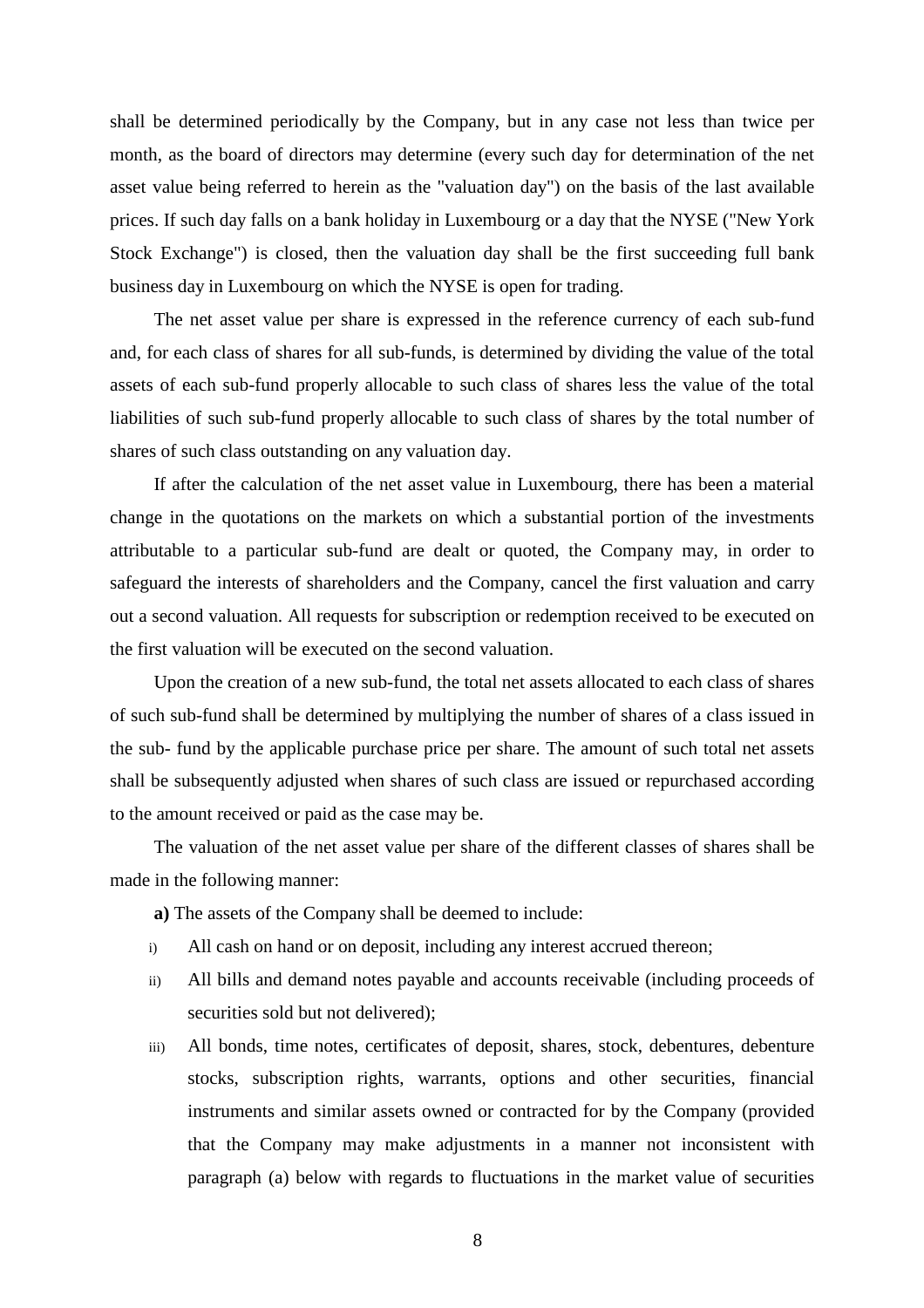shall be determined periodically by the Company, but in any case not less than twice per month, as the board of directors may determine (every such day for determination of the net asset value being referred to herein as the "valuation day") on the basis of the last available prices. If such day falls on a bank holiday in Luxembourg or a day that the NYSE ("New York Stock Exchange") is closed, then the valuation day shall be the first succeeding full bank business day in Luxembourg on which the NYSE is open for trading.

The net asset value per share is expressed in the reference currency of each sub-fund and, for each class of shares for all sub-funds, is determined by dividing the value of the total assets of each sub-fund properly allocable to such class of shares less the value of the total liabilities of such sub-fund properly allocable to such class of shares by the total number of shares of such class outstanding on any valuation day.

If after the calculation of the net asset value in Luxembourg, there has been a material change in the quotations on the markets on which a substantial portion of the investments attributable to a particular sub-fund are dealt or quoted, the Company may, in order to safeguard the interests of shareholders and the Company, cancel the first valuation and carry out a second valuation. All requests for subscription or redemption received to be executed on the first valuation will be executed on the second valuation.

Upon the creation of a new sub-fund, the total net assets allocated to each class of shares of such sub-fund shall be determined by multiplying the number of shares of a class issued in the sub- fund by the applicable purchase price per share. The amount of such total net assets shall be subsequently adjusted when shares of such class are issued or repurchased according to the amount received or paid as the case may be.

The valuation of the net asset value per share of the different classes of shares shall be made in the following manner:

**a)** The assets of the Company shall be deemed to include:

i) All cash on hand or on deposit, including any interest accrued thereon;

ii) All bills and demand notes payable and accounts receivable (including proceeds of securities sold but not delivered);

iii) All bonds, time notes, certificates of deposit, shares, stock, debentures, debenture stocks, subscription rights, warrants, options and other securities, financial instruments and similar assets owned or contracted for by the Company (provided that the Company may make adjustments in a manner not inconsistent with paragraph (a) below with regards to fluctuations in the market value of securities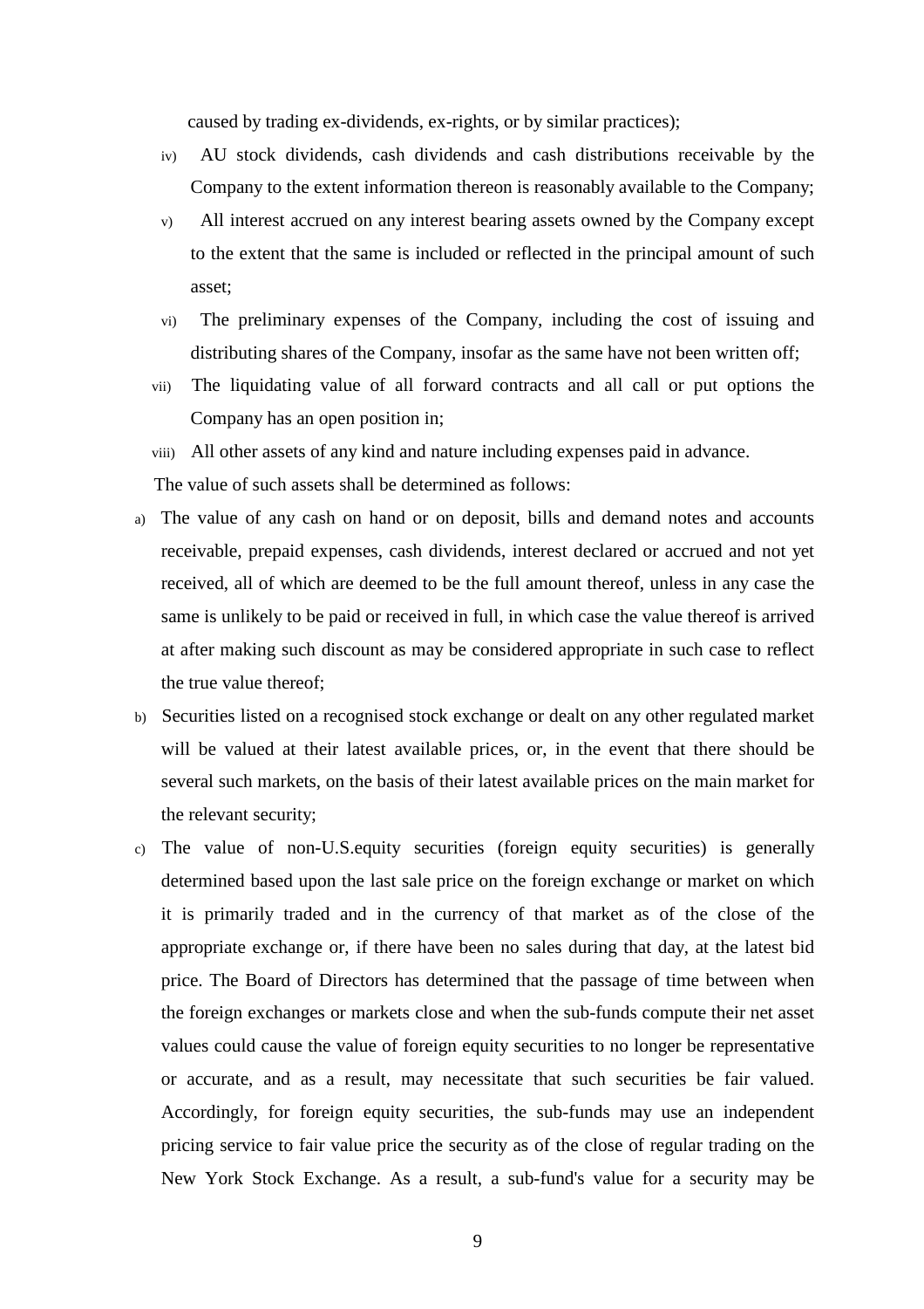caused by trading ex-dividends, ex-rights, or by similar practices);

iv) AU stock dividends, cash dividends and cash distributions receivable by the Company to the extent information thereon is reasonably available to the Company;

v) All interest accrued on any interest bearing assets owned by the Company except to the extent that the same is included or reflected in the principal amount of such asset;

vi) The preliminary expenses of the Company, including the cost of issuing and distributing shares of the Company, insofar as the same have not been written off;

vii) The liquidating value of all forward contracts and all call or put options the Company has an open position in;

viii) All other assets of any kind and nature including expenses paid in advance.

The value of such assets shall be determined as follows:

a) The value of any cash on hand or on deposit, bills and demand notes and accounts receivable, prepaid expenses, cash dividends, interest declared or accrued and not yet received, all of which are deemed to be the full amount thereof, unless in any case the same is unlikely to be paid or received in full, in which case the value thereof is arrived at after making such discount as may be considered appropriate in such case to reflect the true value thereof;

b) Securities listed on a recognised stock exchange or dealt on any other regulated market will be valued at their latest available prices, or, in the event that there should be several such markets, on the basis of their latest available prices on the main market for the relevant security;

c) The value of non-U.S.equity securities (foreign equity securities) is generally determined based upon the last sale price on the foreign exchange or market on which it is primarily traded and in the currency of that market as of the close of the appropriate exchange or, if there have been no sales during that day, at the latest bid price. The Board of Directors has determined that the passage of time between when the foreign exchanges or markets close and when the sub-funds compute their net asset values could cause the value of foreign equity securities to no longer be representative or accurate, and as a result, may necessitate that such securities be fair valued. Accordingly, for foreign equity securities, the sub-funds may use an independent pricing service to fair value price the security as of the close of regular trading on the New York Stock Exchange. As a result, a sub-fund's value for a security may be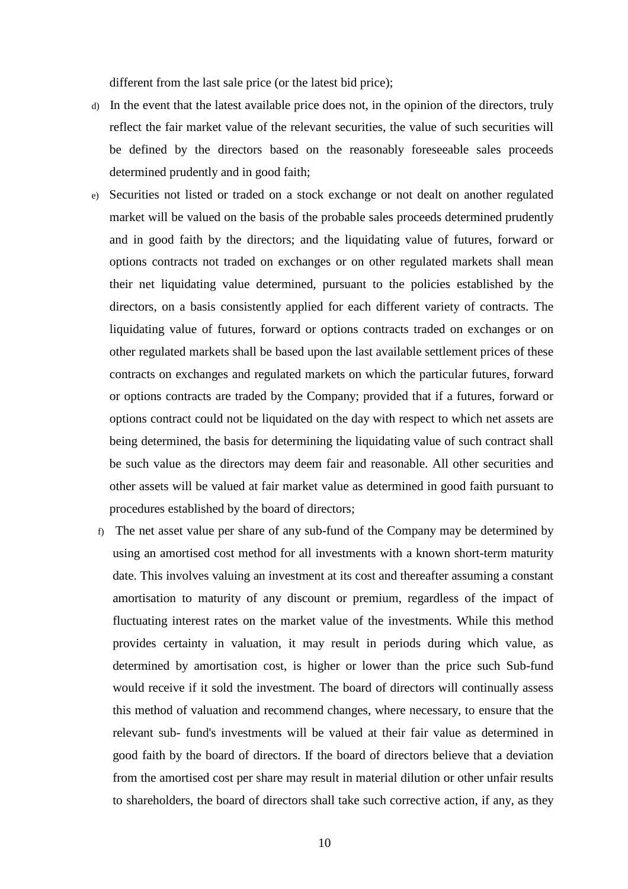different from the last sale price (or the latest bid price);

d) In the event that the latest available price does not, in the opinion of the directors, truly reflect the fair market value of the relevant securities, the value of such securities will be defined by the directors based on the reasonably foreseeable sales proceeds determined prudently and in good faith;

e) Securities not listed or traded on a stock exchange or not dealt on another regulated market will be valued on the basis of the probable sales proceeds determined prudently and in good faith by the directors; and the liquidating value of futures, forward or options contracts not traded on exchanges or on other regulated markets shall mean their net liquidating value determined, pursuant to the policies established by the directors, on a basis consistently applied for each different variety of contracts. The liquidating value of futures, forward or options contracts traded on exchanges or on other regulated markets shall be based upon the last available settlement prices of these contracts on exchanges and regulated markets on which the particular futures, forward or options contracts are traded by the Company; provided that if a futures, forward or options contract could not be liquidated on the day with respect to which net assets are being determined, the basis for determining the liquidating value of such contract shall be such value as the directors may deem fair and reasonable. All other securities and other assets will be valued at fair market value as determined in good faith pursuant to procedures established by the board of directors;

f) The net asset value per share of any sub-fund of the Company may be determined by using an amortised cost method for all investments with a known short-term maturity date. This involves valuing an investment at its cost and thereafter assuming a constant amortisation to maturity of any discount or premium, regardless of the impact of fluctuating interest rates on the market value of the investments. While this method provides certainty in valuation, it may result in periods during which value, as determined by amortisation cost, is higher or lower than the price such Sub-fund would receive if it sold the investment. The board of directors will continually assess this method of valuation and recommend changes, where necessary, to ensure that the relevant sub- fund's investments will be valued at their fair value as determined in good faith by the board of directors. If the board of directors believe that a deviation from the amortised cost per share may result in material dilution or other unfair results to shareholders, the board of directors shall take such corrective action, if any, as they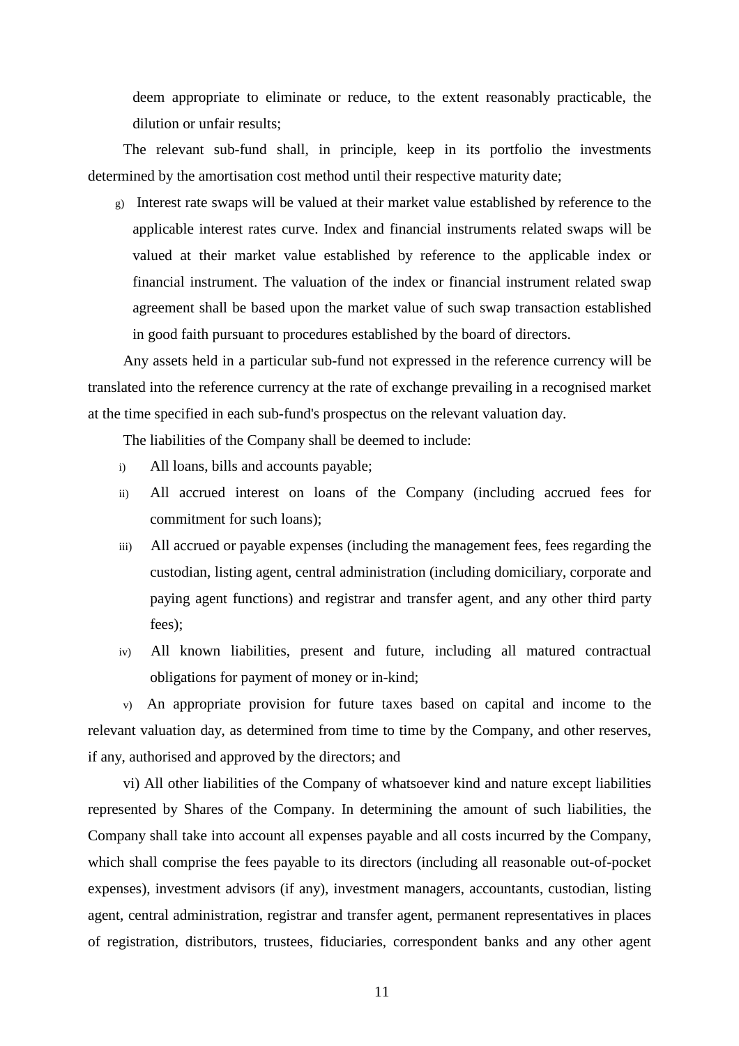deem appropriate to eliminate or reduce, to the extent reasonably practicable, the dilution or unfair results;

The relevant sub-fund shall, in principle, keep in its portfolio the investments determined by the amortisation cost method until their respective maturity date;

g) Interest rate swaps will be valued at their market value established by reference to the applicable interest rates curve. Index and financial instruments related swaps will be valued at their market value established by reference to the applicable index or financial instrument. The valuation of the index or financial instrument related swap agreement shall be based upon the market value of such swap transaction established in good faith pursuant to procedures established by the board of directors.

Any assets held in a particular sub-fund not expressed in the reference currency will be translated into the reference currency at the rate of exchange prevailing in a recognised market at the time specified in each sub-fund's prospectus on the relevant valuation day.

The liabilities of the Company shall be deemed to include:

i) All loans, bills and accounts payable;

ii) All accrued interest on loans of the Company (including accrued fees for commitment for such loans);

iii) All accrued or payable expenses (including the management fees, fees regarding the custodian, listing agent, central administration (including domiciliary, corporate and paying agent functions) and registrar and transfer agent, and any other third party fees);

iv) All known liabilities, present and future, including all matured contractual obligations for payment of money or in-kind;

v) An appropriate provision for future taxes based on capital and income to the relevant valuation day, as determined from time to time by the Company, and other reserves, if any, authorised and approved by the directors; and

vi) All other liabilities of the Company of whatsoever kind and nature except liabilities represented by Shares of the Company. In determining the amount of such liabilities, the Company shall take into account all expenses payable and all costs incurred by the Company, which shall comprise the fees payable to its directors (including all reasonable out-of-pocket expenses), investment advisors (if any), investment managers, accountants, custodian, listing agent, central administration, registrar and transfer agent, permanent representatives in places of registration, distributors, trustees, fiduciaries, correspondent banks and any other agent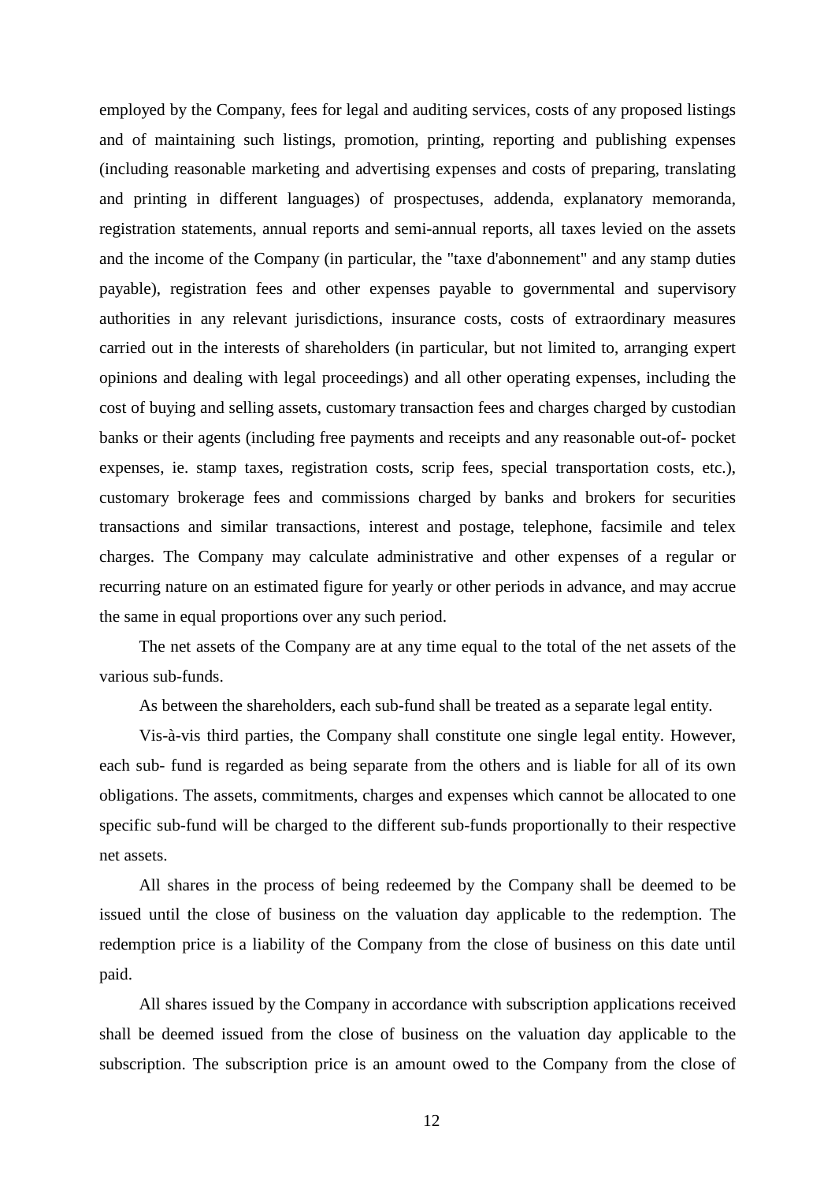employed by the Company, fees for legal and auditing services, costs of any proposed listings and of maintaining such listings, promotion, printing, reporting and publishing expenses (including reasonable marketing and advertising expenses and costs of preparing, translating and printing in different languages) of prospectuses, addenda, explanatory memoranda, registration statements, annual reports and semi-annual reports, all taxes levied on the assets and the income of the Company (in particular, the "taxe d'abonnement" and any stamp duties payable), registration fees and other expenses payable to governmental and supervisory authorities in any relevant jurisdictions, insurance costs, costs of extraordinary measures carried out in the interests of shareholders (in particular, but not limited to, arranging expert opinions and dealing with legal proceedings) and all other operating expenses, including the cost of buying and selling assets, customary transaction fees and charges charged by custodian banks or their agents (including free payments and receipts and any reasonable out-of- pocket expenses, ie. stamp taxes, registration costs, scrip fees, special transportation costs, etc.), customary brokerage fees and commissions charged by banks and brokers for securities transactions and similar transactions, interest and postage, telephone, facsimile and telex charges. The Company may calculate administrative and other expenses of a regular or recurring nature on an estimated figure for yearly or other periods in advance, and may accrue the same in equal proportions over any such period.

The net assets of the Company are at any time equal to the total of the net assets of the various sub-funds.

As between the shareholders, each sub-fund shall be treated as a separate legal entity.

Vis-à-vis third parties, the Company shall constitute one single legal entity. However, each sub- fund is regarded as being separate from the others and is liable for all of its own obligations. The assets, commitments, charges and expenses which cannot be allocated to one specific sub-fund will be charged to the different sub-funds proportionally to their respective net assets.

All shares in the process of being redeemed by the Company shall be deemed to be issued until the close of business on the valuation day applicable to the redemption. The redemption price is a liability of the Company from the close of business on this date until paid.

All shares issued by the Company in accordance with subscription applications received shall be deemed issued from the close of business on the valuation day applicable to the subscription. The subscription price is an amount owed to the Company from the close of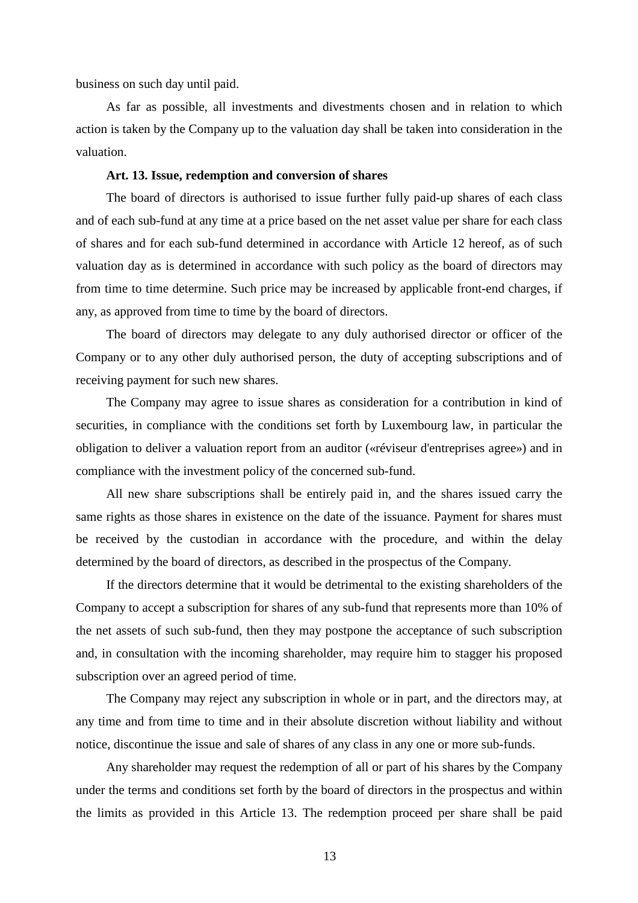business on such day until paid.

As far as possible, all investments and divestments chosen and in relation to which action is taken by the Company up to the valuation day shall be taken into consideration in the valuation.

**Art. 13. Issue, redemption and conversion of shares**

The board of directors is authorised to issue further fully paid-up shares of each class and of each sub-fund at any time at a price based on the net asset value per share for each class of shares and for each sub-fund determined in accordance with Article 12 hereof, as of such valuation day as is determined in accordance with such policy as the board of directors may from time to time determine. Such price may be increased by applicable front-end charges, if any, as approved from time to time by the board of directors.

The board of directors may delegate to any duly authorised director or officer of the Company or to any other duly authorised person, the duty of accepting subscriptions and of receiving payment for such new shares.

The Company may agree to issue shares as consideration for a contribution in kind of securities, in compliance with the conditions set forth by Luxembourg law, in particular the obligation to deliver a valuation report from an auditor («réviseur d'entreprises agree») and in compliance with the investment policy of the concerned sub-fund.

All new share subscriptions shall be entirely paid in, and the shares issued carry the same rights as those shares in existence on the date of the issuance. Payment for shares must be received by the custodian in accordance with the procedure, and within the delay determined by the board of directors, as described in the prospectus of the Company.

If the directors determine that it would be detrimental to the existing shareholders of the Company to accept a subscription for shares of any sub-fund that represents more than 10% of the net assets of such sub-fund, then they may postpone the acceptance of such subscription and, in consultation with the incoming shareholder, may require him to stagger his proposed subscription over an agreed period of time.

The Company may reject any subscription in whole or in part, and the directors may, at any time and from time to time and in their absolute discretion without liability and without notice, discontinue the issue and sale of shares of any class in any one or more sub-funds.

Any shareholder may request the redemption of all or part of his shares by the Company under the terms and conditions set forth by the board of directors in the prospectus and within the limits as provided in this Article 13. The redemption proceed per share shall be paid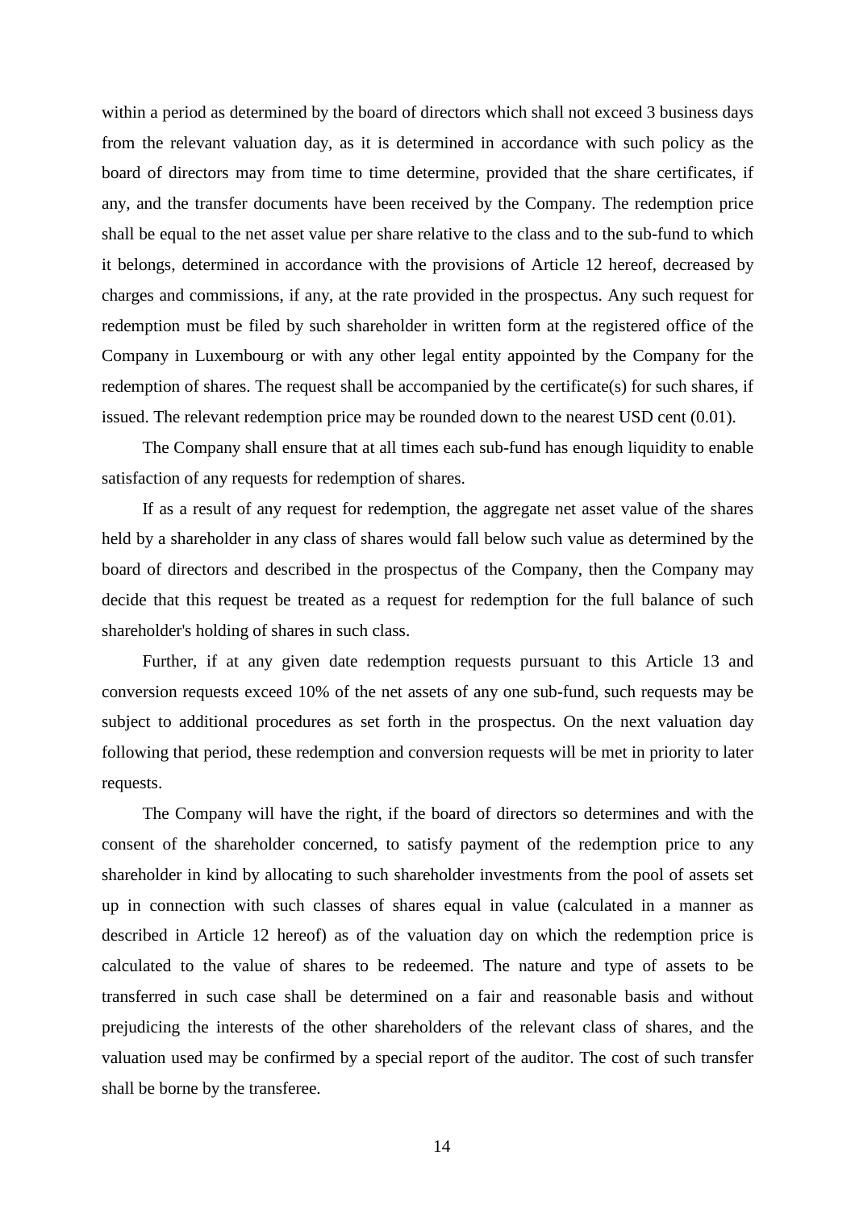within a period as determined by the board of directors which shall not exceed 3 business days from the relevant valuation day, as it is determined in accordance with such policy as the board of directors may from time to time determine, provided that the share certificates, if any, and the transfer documents have been received by the Company. The redemption price shall be equal to the net asset value per share relative to the class and to the sub-fund to which it belongs, determined in accordance with the provisions of Article 12 hereof, decreased by charges and commissions, if any, at the rate provided in the prospectus. Any such request for redemption must be filed by such shareholder in written form at the registered office of the Company in Luxembourg or with any other legal entity appointed by the Company for the redemption of shares. The request shall be accompanied by the certificate(s) for such shares, if issued. The relevant redemption price may be rounded down to the nearest USD cent (0.01).

The Company shall ensure that at all times each sub-fund has enough liquidity to enable satisfaction of any requests for redemption of shares.

If as a result of any request for redemption, the aggregate net asset value of the shares held by a shareholder in any class of shares would fall below such value as determined by the board of directors and described in the prospectus of the Company, then the Company may decide that this request be treated as a request for redemption for the full balance of such shareholder's holding of shares in such class.

Further, if at any given date redemption requests pursuant to this Article 13 and conversion requests exceed 10% of the net assets of any one sub-fund, such requests may be subject to additional procedures as set forth in the prospectus. On the next valuation day following that period, these redemption and conversion requests will be met in priority to later requests.

The Company will have the right, if the board of directors so determines and with the consent of the shareholder concerned, to satisfy payment of the redemption price to any shareholder in kind by allocating to such shareholder investments from the pool of assets set up in connection with such classes of shares equal in value (calculated in a manner as described in Article 12 hereof) as of the valuation day on which the redemption price is calculated to the value of shares to be redeemed. The nature and type of assets to be transferred in such case shall be determined on a fair and reasonable basis and without prejudicing the interests of the other shareholders of the relevant class of shares, and the valuation used may be confirmed by a special report of the auditor. The cost of such transfer shall be borne by the transferee.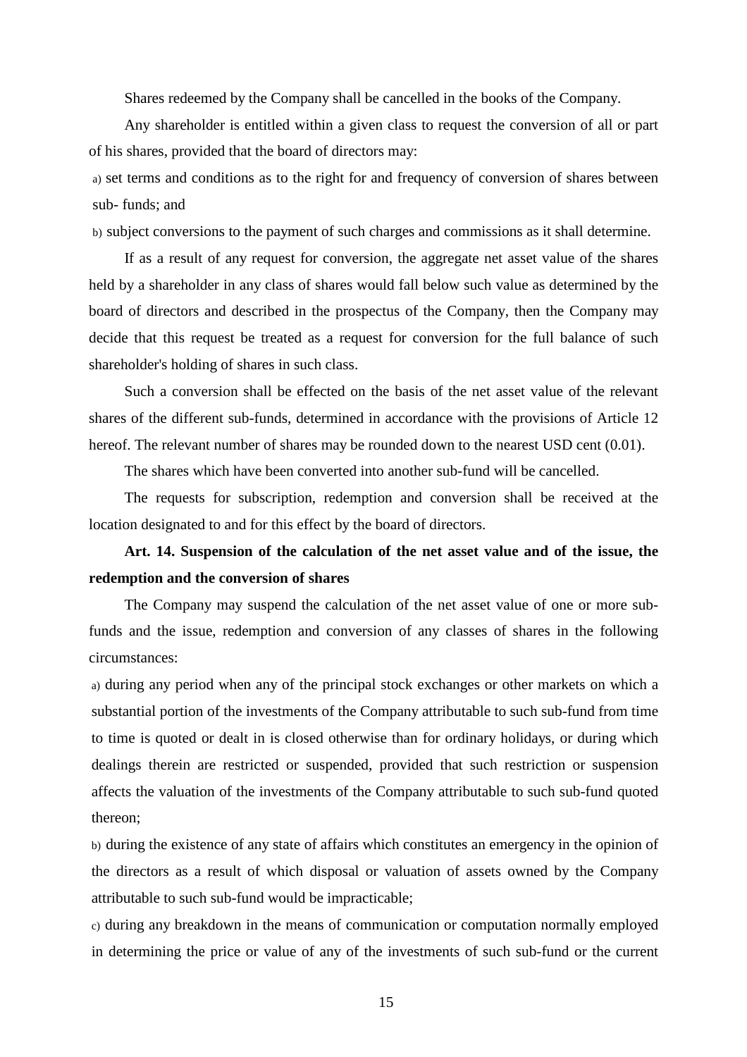Shares redeemed by the Company shall be cancelled in the books of the Company.

Any shareholder is entitled within a given class to request the conversion of all or part of his shares, provided that the board of directors may:

a) set terms and conditions as to the right for and frequency of conversion of shares between sub- funds; and

b) subject conversions to the payment of such charges and commissions as it shall determine.

If as a result of any request for conversion, the aggregate net asset value of the shares held by a shareholder in any class of shares would fall below such value as determined by the board of directors and described in the prospectus of the Company, then the Company may decide that this request be treated as a request for conversion for the full balance of such shareholder's holding of shares in such class.

Such a conversion shall be effected on the basis of the net asset value of the relevant shares of the different sub-funds, determined in accordance with the provisions of Article 12 hereof. The relevant number of shares may be rounded down to the nearest USD cent (0.01).

The shares which have been converted into another sub-fund will be cancelled.

The requests for subscription, redemption and conversion shall be received at the location designated to and for this effect by the board of directors.

**Art. 14. Suspension of the calculation of the net asset value and of the issue, the redemption and the conversion of shares**

The Company may suspend the calculation of the net asset value of one or more sub-funds and the issue, redemption and conversion of any classes of shares in the following circumstances:

a) during any period when any of the principal stock exchanges or other markets on which a substantial portion of the investments of the Company attributable to such sub-fund from time to time is quoted or dealt in is closed otherwise than for ordinary holidays, or during which dealings therein are restricted or suspended, provided that such restriction or suspension affects the valuation of the investments of the Company attributable to such sub-fund quoted thereon;

b) during the existence of any state of affairs which constitutes an emergency in the opinion of the directors as a result of which disposal or valuation of assets owned by the Company attributable to such sub-fund would be impracticable;

c) during any breakdown in the means of communication or computation normally employed in determining the price or value of any of the investments of such sub-fund or the current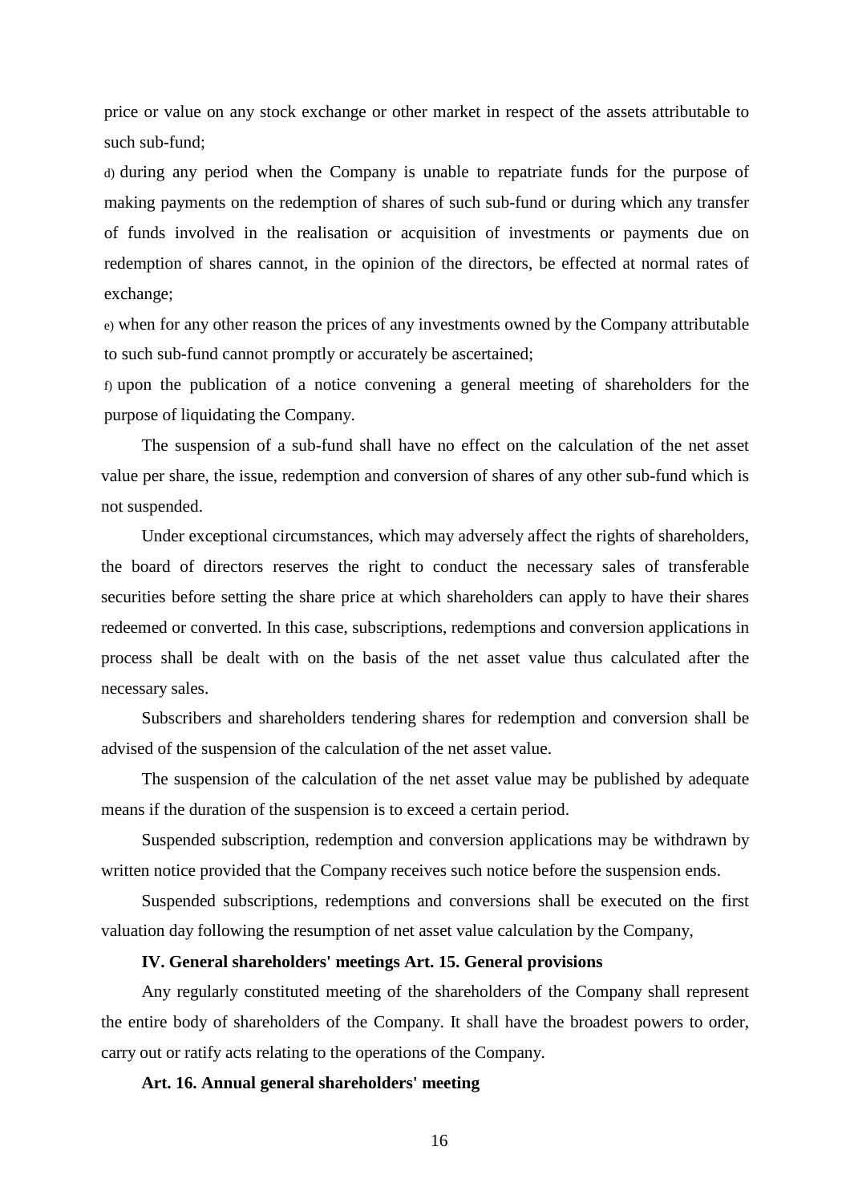price or value on any stock exchange or other market in respect of the assets attributable to such sub-fund;

d) during any period when the Company is unable to repatriate funds for the purpose of making payments on the redemption of shares of such sub-fund or during which any transfer of funds involved in the realisation or acquisition of investments or payments due on redemption of shares cannot, in the opinion of the directors, be effected at normal rates of exchange;

e) when for any other reason the prices of any investments owned by the Company attributable to such sub-fund cannot promptly or accurately be ascertained;

f) upon the publication of a notice convening a general meeting of shareholders for the purpose of liquidating the Company.

The suspension of a sub-fund shall have no effect on the calculation of the net asset value per share, the issue, redemption and conversion of shares of any other sub-fund which is not suspended.

Under exceptional circumstances, which may adversely affect the rights of shareholders, the board of directors reserves the right to conduct the necessary sales of transferable securities before setting the share price at which shareholders can apply to have their shares redeemed or converted. In this case, subscriptions, redemptions and conversion applications in process shall be dealt with on the basis of the net asset value thus calculated after the necessary sales.

Subscribers and shareholders tendering shares for redemption and conversion shall be advised of the suspension of the calculation of the net asset value.

The suspension of the calculation of the net asset value may be published by adequate means if the duration of the suspension is to exceed a certain period.

Suspended subscription, redemption and conversion applications may be withdrawn by written notice provided that the Company receives such notice before the suspension ends.

Suspended subscriptions, redemptions and conversions shall be executed on the first valuation day following the resumption of net asset value calculation by the Company,

**IV. General shareholders' meetings Art. 15. General provisions**

Any regularly constituted meeting of the shareholders of the Company shall represent the entire body of shareholders of the Company. It shall have the broadest powers to order, carry out or ratify acts relating to the operations of the Company.

**Art. 16. Annual general shareholders' meeting**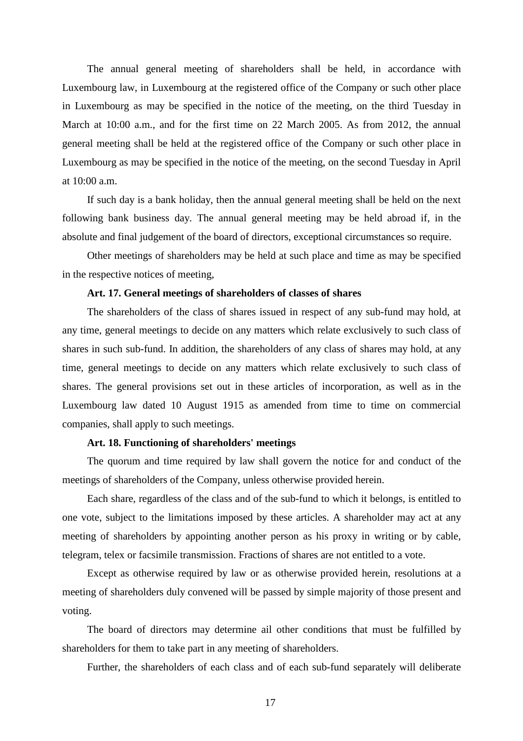The annual general meeting of shareholders shall be held, in accordance with Luxembourg law, in Luxembourg at the registered office of the Company or such other place in Luxembourg as may be specified in the notice of the meeting, on the third Tuesday in March at 10:00 a.m., and for the first time on 22 March 2005. As from 2012, the annual general meeting shall be held at the registered office of the Company or such other place in Luxembourg as may be specified in the notice of the meeting, on the second Tuesday in April at 10:00 a.m.

If such day is a bank holiday, then the annual general meeting shall be held on the next following bank business day. The annual general meeting may be held abroad if, in the absolute and final judgement of the board of directors, exceptional circumstances so require.

Other meetings of shareholders may be held at such place and time as may be specified in the respective notices of meeting,

**Art. 17. General meetings of shareholders of classes of shares**

The shareholders of the class of shares issued in respect of any sub-fund may hold, at any time, general meetings to decide on any matters which relate exclusively to such class of shares in such sub-fund. In addition, the shareholders of any class of shares may hold, at any time, general meetings to decide on any matters which relate exclusively to such class of shares. The general provisions set out in these articles of incorporation, as well as in the Luxembourg law dated 10 August 1915 as amended from time to time on commercial companies, shall apply to such meetings.

**Art. 18. Functioning of shareholders' meetings**

The quorum and time required by law shall govern the notice for and conduct of the meetings of shareholders of the Company, unless otherwise provided herein.

Each share, regardless of the class and of the sub-fund to which it belongs, is entitled to one vote, subject to the limitations imposed by these articles. A shareholder may act at any meeting of shareholders by appointing another person as his proxy in writing or by cable, telegram, telex or facsimile transmission. Fractions of shares are not entitled to a vote.

Except as otherwise required by law or as otherwise provided herein, resolutions at a meeting of shareholders duly convened will be passed by simple majority of those present and voting.

The board of directors may determine ail other conditions that must be fulfilled by shareholders for them to take part in any meeting of shareholders.

Further, the shareholders of each class and of each sub-fund separately will deliberate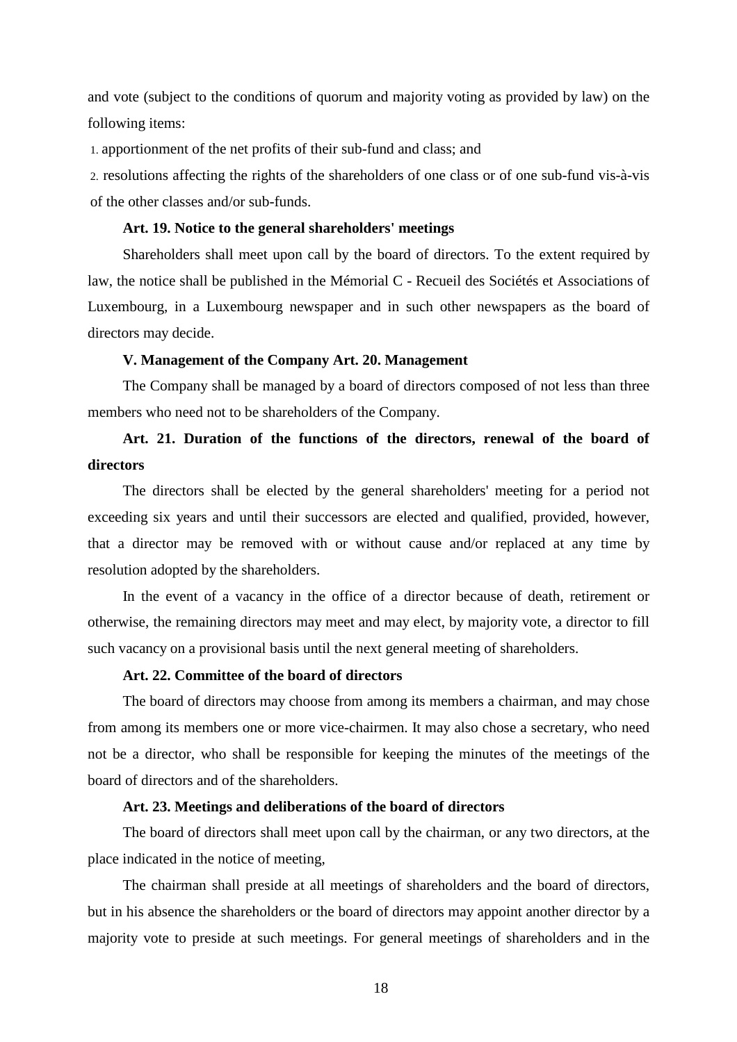and vote (subject to the conditions of quorum and majority voting as provided by law) on the following items:

1. apportionment of the net profits of their sub-fund and class; and
2. resolutions affecting the rights of the shareholders of one class or of one sub-fund vis-à-vis of the other classes and/or sub-funds.

**Art. 19. Notice to the general shareholders' meetings**

Shareholders shall meet upon call by the board of directors. To the extent required by law, the notice shall be published in the Mémorial C - Recueil des Sociétés et Associations of Luxembourg, in a Luxembourg newspaper and in such other newspapers as the board of directors may decide.

**V. Management of the Company Art. 20. Management**

The Company shall be managed by a board of directors composed of not less than three members who need not to be shareholders of the Company.

**Art. 21. Duration of the functions of the directors, renewal of the board of directors**

The directors shall be elected by the general shareholders' meeting for a period not exceeding six years and until their successors are elected and qualified, provided, however, that a director may be removed with or without cause and/or replaced at any time by resolution adopted by the shareholders.

In the event of a vacancy in the office of a director because of death, retirement or otherwise, the remaining directors may meet and may elect, by majority vote, a director to fill such vacancy on a provisional basis until the next general meeting of shareholders.

**Art. 22. Committee of the board of directors**

The board of directors may choose from among its members a chairman, and may chose from among its members one or more vice-chairmen. It may also chose a secretary, who need not be a director, who shall be responsible for keeping the minutes of the meetings of the board of directors and of the shareholders.

**Art. 23. Meetings and deliberations of the board of directors**

The board of directors shall meet upon call by the chairman, or any two directors, at the place indicated in the notice of meeting,

The chairman shall preside at all meetings of shareholders and the board of directors, but in his absence the shareholders or the board of directors may appoint another director by a majority vote to preside at such meetings. For general meetings of shareholders and in the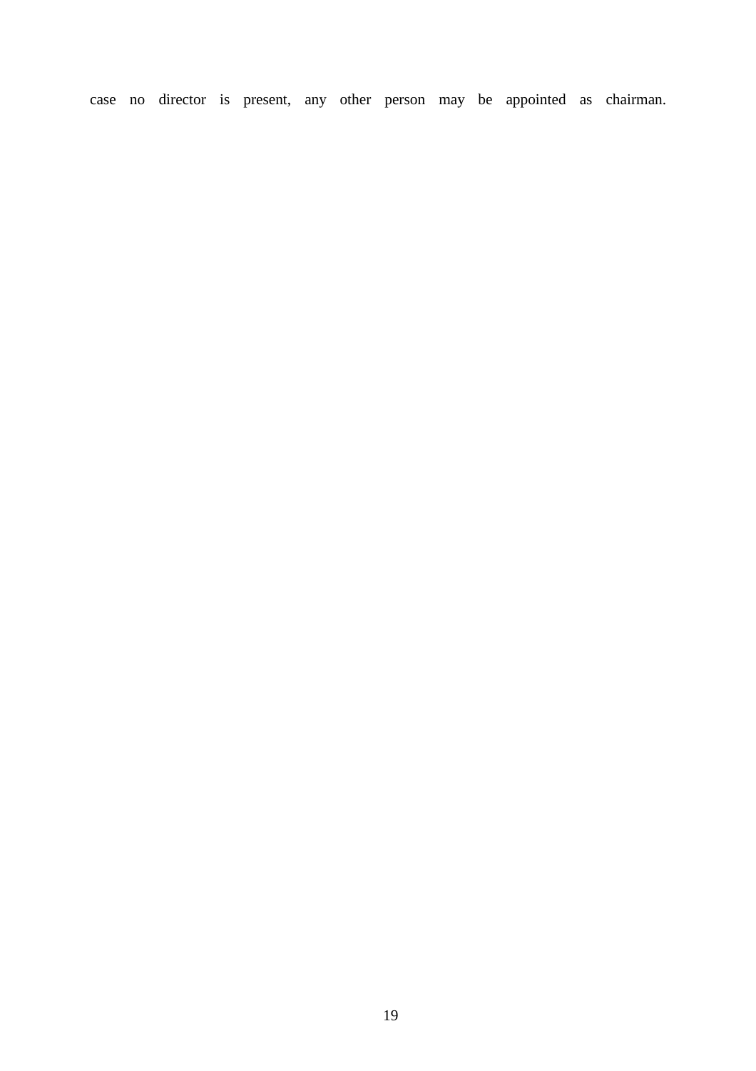case no director is present, any other person may be appointed as chairman.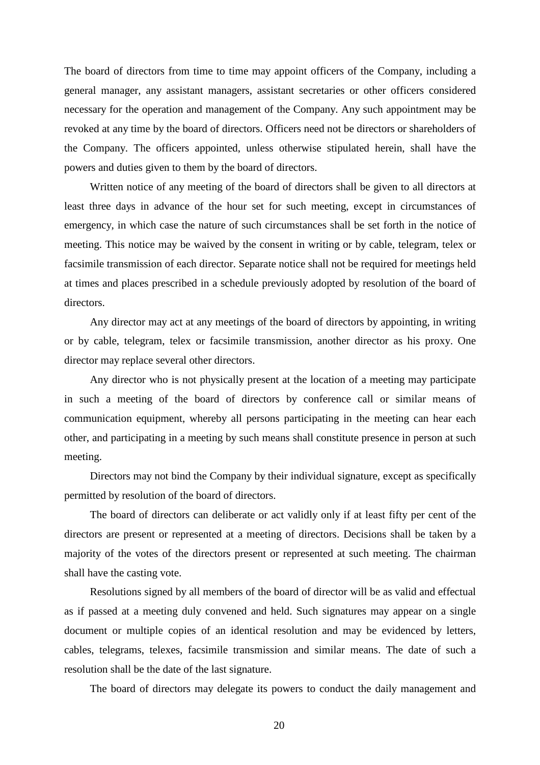The board of directors from time to time may appoint officers of the Company, including a general manager, any assistant managers, assistant secretaries or other officers considered necessary for the operation and management of the Company. Any such appointment may be revoked at any time by the board of directors. Officers need not be directors or shareholders of the Company. The officers appointed, unless otherwise stipulated herein, shall have the powers and duties given to them by the board of directors.

Written notice of any meeting of the board of directors shall be given to all directors at least three days in advance of the hour set for such meeting, except in circumstances of emergency, in which case the nature of such circumstances shall be set forth in the notice of meeting. This notice may be waived by the consent in writing or by cable, telegram, telex or facsimile transmission of each director. Separate notice shall not be required for meetings held at times and places prescribed in a schedule previously adopted by resolution of the board of directors.

Any director may act at any meetings of the board of directors by appointing, in writing or by cable, telegram, telex or facsimile transmission, another director as his proxy. One director may replace several other directors.

Any director who is not physically present at the location of a meeting may participate in such a meeting of the board of directors by conference call or similar means of communication equipment, whereby all persons participating in the meeting can hear each other, and participating in a meeting by such means shall constitute presence in person at such meeting.

Directors may not bind the Company by their individual signature, except as specifically permitted by resolution of the board of directors.

The board of directors can deliberate or act validly only if at least fifty per cent of the directors are present or represented at a meeting of directors. Decisions shall be taken by a majority of the votes of the directors present or represented at such meeting. The chairman shall have the casting vote.

Resolutions signed by all members of the board of director will be as valid and effectual as if passed at a meeting duly convened and held. Such signatures may appear on a single document or multiple copies of an identical resolution and may be evidenced by letters, cables, telegrams, telexes, facsimile transmission and similar means. The date of such a resolution shall be the date of the last signature.

The board of directors may delegate its powers to conduct the daily management and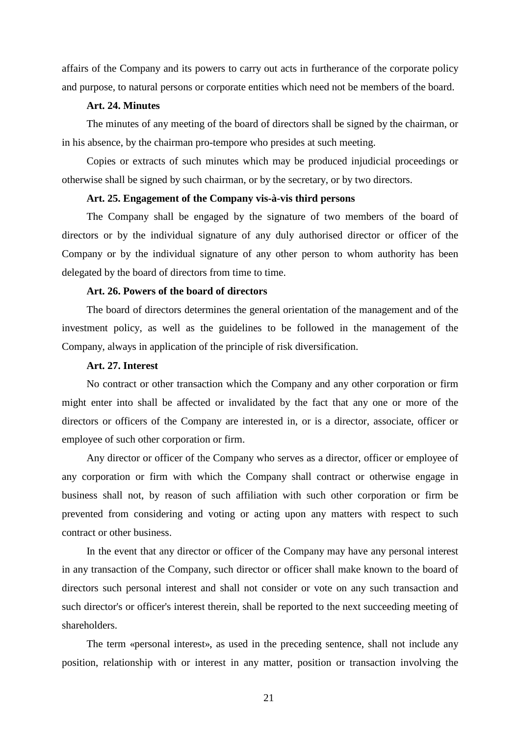affairs of the Company and its powers to carry out acts in furtherance of the corporate policy and purpose, to natural persons or corporate entities which need not be members of the board.

**Art. 24. Minutes**

The minutes of any meeting of the board of directors shall be signed by the chairman, or in his absence, by the chairman pro-tempore who presides at such meeting.

Copies or extracts of such minutes which may be produced injudicial proceedings or otherwise shall be signed by such chairman, or by the secretary, or by two directors.

**Art. 25. Engagement of the Company vis-à-vis third persons**

The Company shall be engaged by the signature of two members of the board of directors or by the individual signature of any duly authorised director or officer of the Company or by the individual signature of any other person to whom authority has been delegated by the board of directors from time to time.

**Art. 26. Powers of the board of directors**

The board of directors determines the general orientation of the management and of the investment policy, as well as the guidelines to be followed in the management of the Company, always in application of the principle of risk diversification.

**Art. 27. Interest**

No contract or other transaction which the Company and any other corporation or firm might enter into shall be affected or invalidated by the fact that any one or more of the directors or officers of the Company are interested in, or is a director, associate, officer or employee of such other corporation or firm.

Any director or officer of the Company who serves as a director, officer or employee of any corporation or firm with which the Company shall contract or otherwise engage in business shall not, by reason of such affiliation with such other corporation or firm be prevented from considering and voting or acting upon any matters with respect to such contract or other business.

In the event that any director or officer of the Company may have any personal interest in any transaction of the Company, such director or officer shall make known to the board of directors such personal interest and shall not consider or vote on any such transaction and such director's or officer's interest therein, shall be reported to the next succeeding meeting of shareholders.

The term «personal interest», as used in the preceding sentence, shall not include any position, relationship with or interest in any matter, position or transaction involving the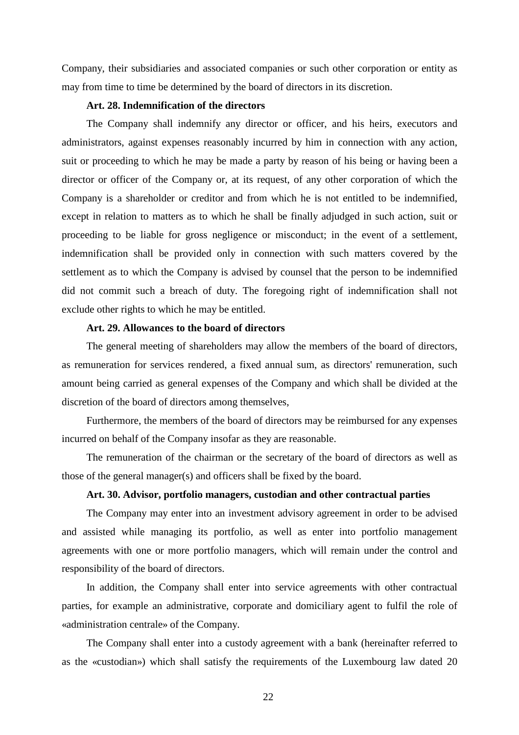Company, their subsidiaries and associated companies or such other corporation or entity as may from time to time be determined by the board of directors in its discretion.

**Art. 28. Indemnification of the directors**

The Company shall indemnify any director or officer, and his heirs, executors and administrators, against expenses reasonably incurred by him in connection with any action, suit or proceeding to which he may be made a party by reason of his being or having been a director or officer of the Company or, at its request, of any other corporation of which the Company is a shareholder or creditor and from which he is not entitled to be indemnified, except in relation to matters as to which he shall be finally adjudged in such action, suit or proceeding to be liable for gross negligence or misconduct; in the event of a settlement, indemnification shall be provided only in connection with such matters covered by the settlement as to which the Company is advised by counsel that the person to be indemnified did not commit such a breach of duty. The foregoing right of indemnification shall not exclude other rights to which he may be entitled.

**Art. 29. Allowances to the board of directors**

The general meeting of shareholders may allow the members of the board of directors, as remuneration for services rendered, a fixed annual sum, as directors' remuneration, such amount being carried as general expenses of the Company and which shall be divided at the discretion of the board of directors among themselves,

Furthermore, the members of the board of directors may be reimbursed for any expenses incurred on behalf of the Company insofar as they are reasonable.

The remuneration of the chairman or the secretary of the board of directors as well as those of the general manager(s) and officers shall be fixed by the board.

**Art. 30. Advisor, portfolio managers, custodian and other contractual parties**

The Company may enter into an investment advisory agreement in order to be advised and assisted while managing its portfolio, as well as enter into portfolio management agreements with one or more portfolio managers, which will remain under the control and responsibility of the board of directors.

In addition, the Company shall enter into service agreements with other contractual parties, for example an administrative, corporate and domiciliary agent to fulfil the role of «administration centrale» of the Company.

The Company shall enter into a custody agreement with a bank (hereinafter referred to as the «custodian») which shall satisfy the requirements of the Luxembourg law dated 20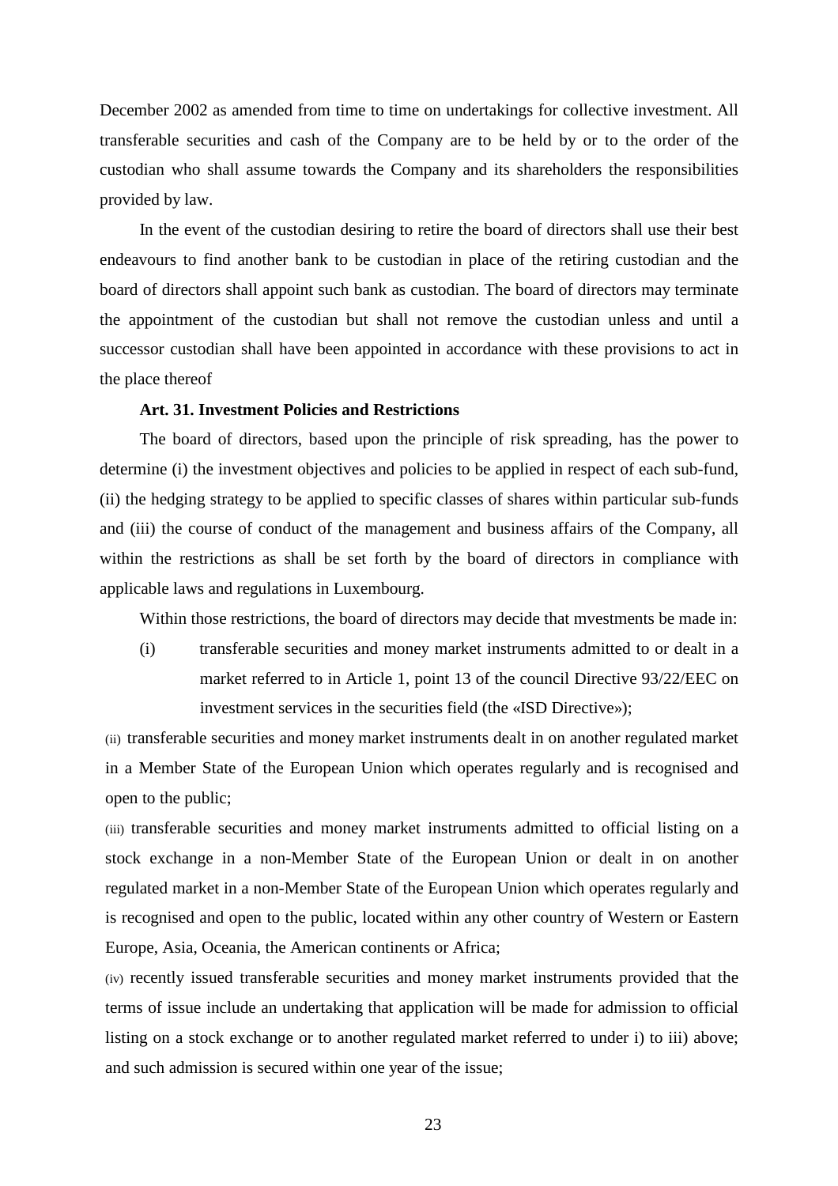December 2002 as amended from time to time on undertakings for collective investment. All transferable securities and cash of the Company are to be held by or to the order of the custodian who shall assume towards the Company and its shareholders the responsibilities provided by law.

In the event of the custodian desiring to retire the board of directors shall use their best endeavours to find another bank to be custodian in place of the retiring custodian and the board of directors shall appoint such bank as custodian. The board of directors may terminate the appointment of the custodian but shall not remove the custodian unless and until a successor custodian shall have been appointed in accordance with these provisions to act in the place thereof

**Art. 31. Investment Policies and Restrictions**

The board of directors, based upon the principle of risk spreading, has the power to determine (i) the investment objectives and policies to be applied in respect of each sub-fund, (ii) the hedging strategy to be applied to specific classes of shares within particular sub-funds and (iii) the course of conduct of the management and business affairs of the Company, all within the restrictions as shall be set forth by the board of directors in compliance with applicable laws and regulations in Luxembourg.

Within those restrictions, the board of directors may decide that mvestments be made in:

(i) transferable securities and money market instruments admitted to or dealt in a market referred to in Article 1, point 13 of the council Directive 93/22/EEC on investment services in the securities field (the «ISD Directive»);

(ii) transferable securities and money market instruments dealt in on another regulated market in a Member State of the European Union which operates regularly and is recognised and open to the public;

(iii) transferable securities and money market instruments admitted to official listing on a stock exchange in a non-Member State of the European Union or dealt in on another regulated market in a non-Member State of the European Union which operates regularly and is recognised and open to the public, located within any other country of Western or Eastern Europe, Asia, Oceania, the American continents or Africa;

(iv) recently issued transferable securities and money market instruments provided that the terms of issue include an undertaking that application will be made for admission to official listing on a stock exchange or to another regulated market referred to under i) to iii) above; and such admission is secured within one year of the issue;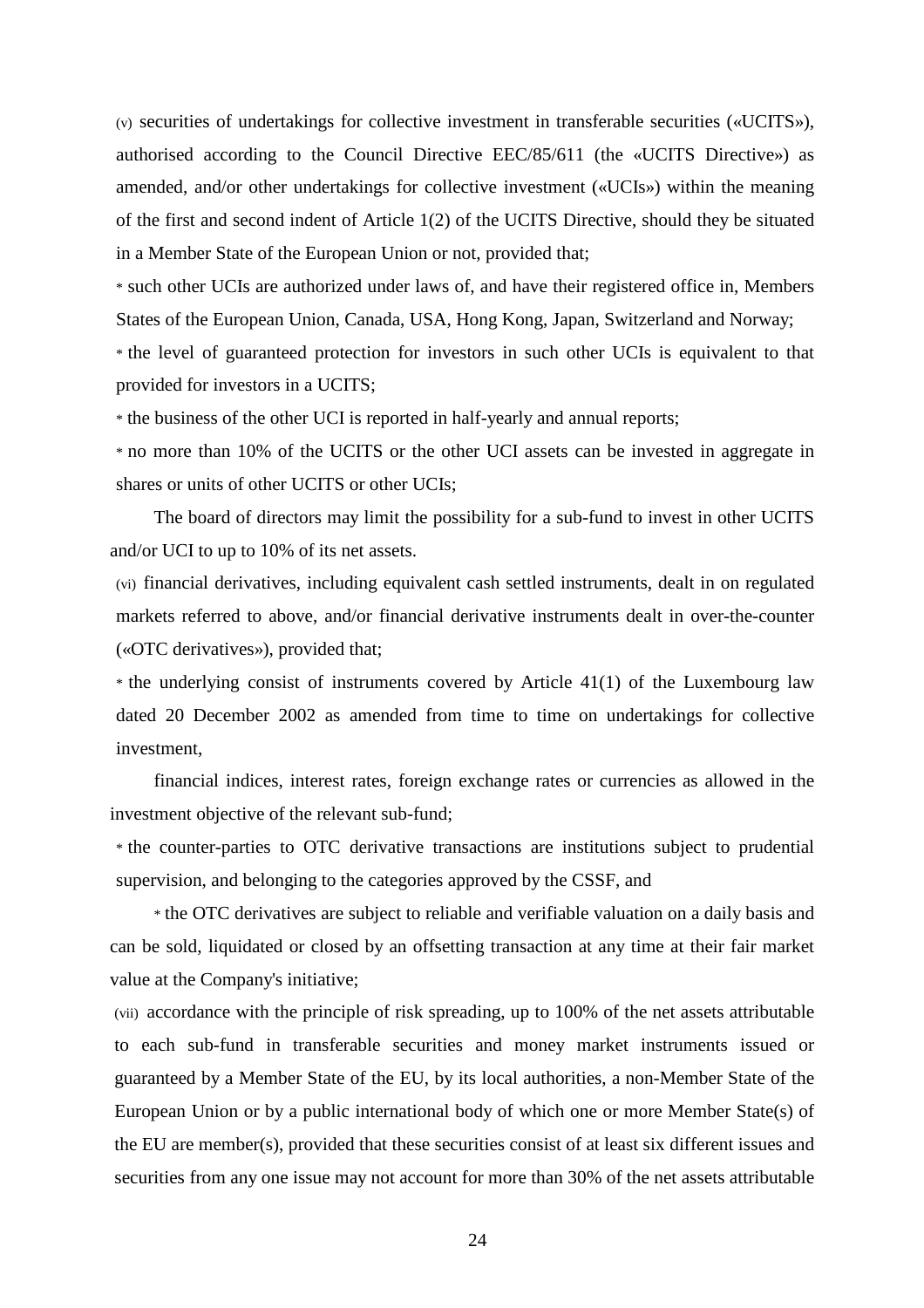(v) securities of undertakings for collective investment in transferable securities («UCITS»), authorised according to the Council Directive EEC/85/611 (the «UCITS Directive») as amended, and/or other undertakings for collective investment («UCIs») within the meaning of the first and second indent of Article 1(2) of the UCITS Directive, should they be situated in a Member State of the European Union or not, provided that;

* such other UCIs are authorized under laws of, and have their registered office in, Members States of the European Union, Canada, USA, Hong Kong, Japan, Switzerland and Norway;
* the level of guaranteed protection for investors in such other UCIs is equivalent to that provided for investors in a UCITS;
* the business of the other UCI is reported in half-yearly and annual reports;
* no more than 10% of the UCITS or the other UCI assets can be invested in aggregate in shares or units of other UCITS or other UCIs;

The board of directors may limit the possibility for a sub-fund to invest in other UCITS and/or UCI to up to 10% of its net assets.

(vi) financial derivatives, including equivalent cash settled instruments, dealt in on regulated markets referred to above, and/or financial derivative instruments dealt in over-the-counter («OTC derivatives»), provided that;

* the underlying consist of instruments covered by Article 41(1) of the Luxembourg law dated 20 December 2002 as amended from time to time on undertakings for collective investment,

financial indices, interest rates, foreign exchange rates or currencies as allowed in the investment objective of the relevant sub-fund;

* the counter-parties to OTC derivative transactions are institutions subject to prudential supervision, and belonging to the categories approved by the CSSF, and
* the OTC derivatives are subject to reliable and verifiable valuation on a daily basis and can be sold, liquidated or closed by an offsetting transaction at any time at their fair market value at the Company's initiative;

(vii) accordance with the principle of risk spreading, up to 100% of the net assets attributable to each sub-fund in transferable securities and money market instruments issued or guaranteed by a Member State of the EU, by its local authorities, a non-Member State of the European Union or by a public international body of which one or more Member State(s) of the EU are member(s), provided that these securities consist of at least six different issues and securities from any one issue may not account for more than 30% of the net assets attributable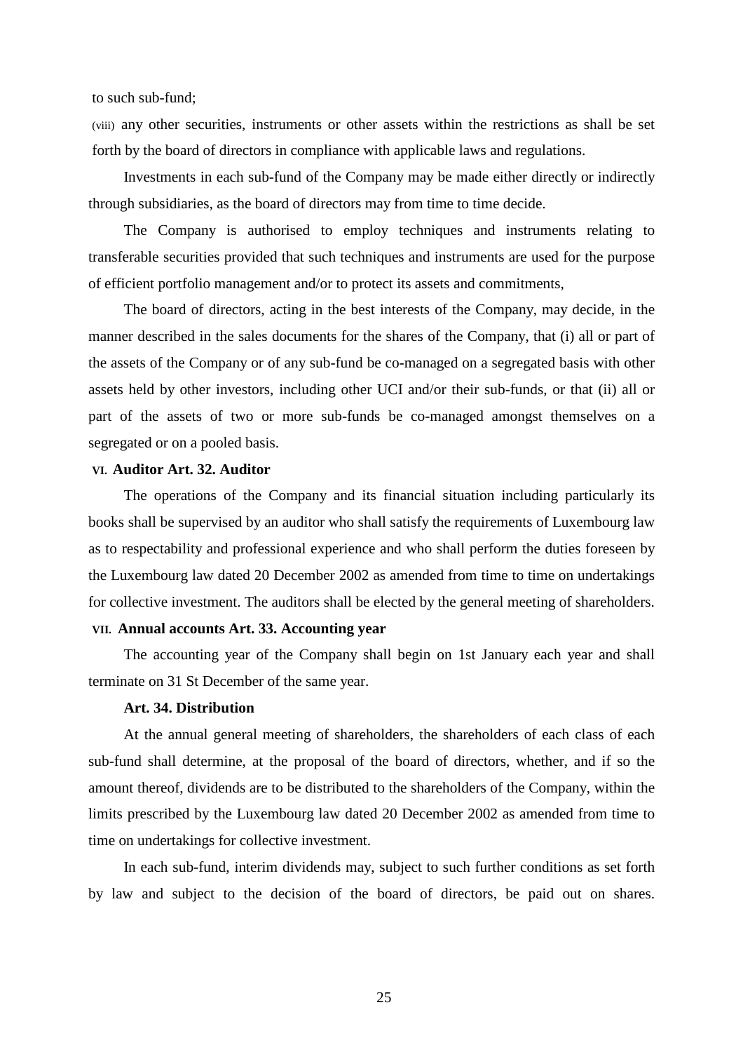to such sub-fund;

(viii) any other securities, instruments or other assets within the restrictions as shall be set forth by the board of directors in compliance with applicable laws and regulations.

Investments in each sub-fund of the Company may be made either directly or indirectly through subsidiaries, as the board of directors may from time to time decide.

The Company is authorised to employ techniques and instruments relating to transferable securities provided that such techniques and instruments are used for the purpose of efficient portfolio management and/or to protect its assets and commitments,

The board of directors, acting in the best interests of the Company, may decide, in the manner described in the sales documents for the shares of the Company, that (i) all or part of the assets of the Company or of any sub-fund be co-managed on a segregated basis with other assets held by other investors, including other UCI and/or their sub-funds, or that (ii) all or part of the assets of two or more sub-funds be co-managed amongst themselves on a segregated or on a pooled basis.

**VI. Auditor Art. 32. Auditor**

The operations of the Company and its financial situation including particularly its books shall be supervised by an auditor who shall satisfy the requirements of Luxembourg law as to respectability and professional experience and who shall perform the duties foreseen by the Luxembourg law dated 20 December 2002 as amended from time to time on undertakings for collective investment. The auditors shall be elected by the general meeting of shareholders.

**VII. Annual accounts Art. 33. Accounting year**

The accounting year of the Company shall begin on 1st January each year and shall terminate on 31 St December of the same year.

**Art. 34. Distribution**

At the annual general meeting of shareholders, the shareholders of each class of each sub-fund shall determine, at the proposal of the board of directors, whether, and if so the amount thereof, dividends are to be distributed to the shareholders of the Company, within the limits prescribed by the Luxembourg law dated 20 December 2002 as amended from time to time on undertakings for collective investment.

In each sub-fund, interim dividends may, subject to such further conditions as set forth by law and subject to the decision of the board of directors, be paid out on shares.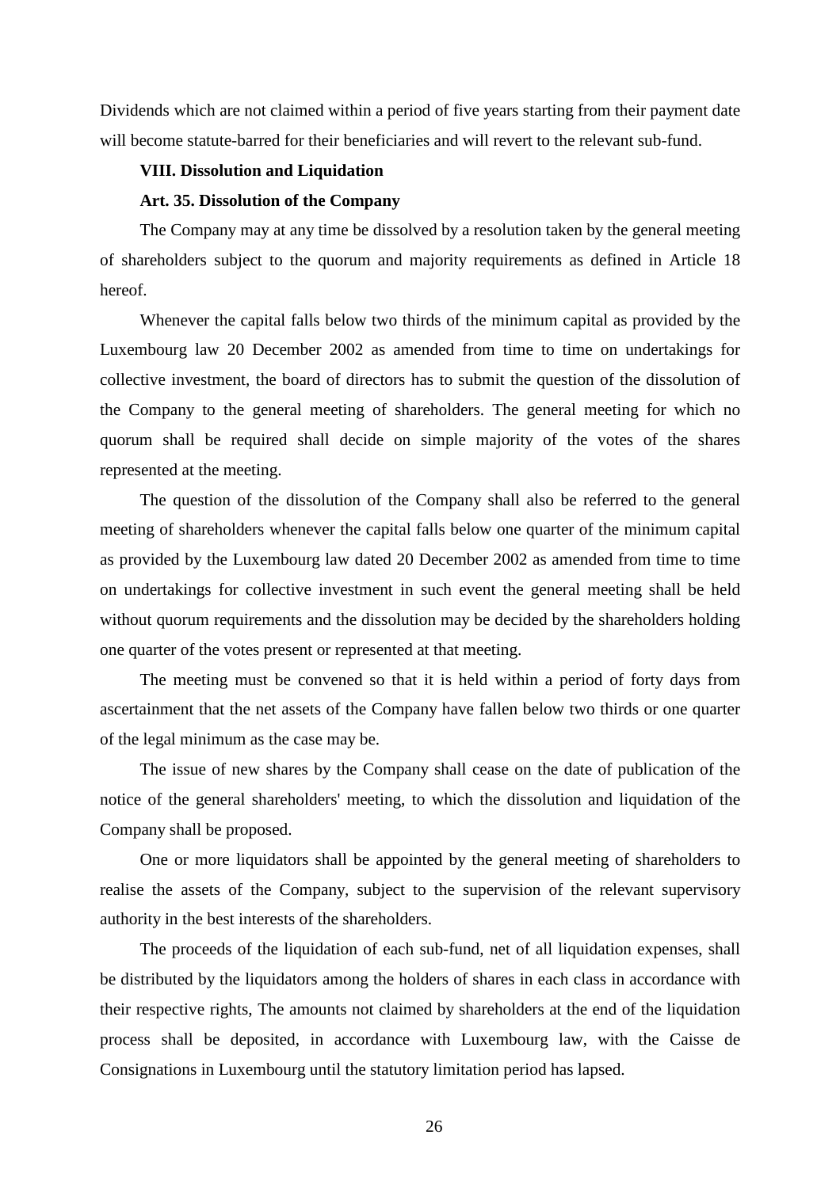Dividends which are not claimed within a period of five years starting from their payment date will become statute-barred for their beneficiaries and will revert to the relevant sub-fund.

## VIII. Dissolution and Liquidation

### Art. 35. Dissolution of the Company

The Company may at any time be dissolved by a resolution taken by the general meeting of shareholders subject to the quorum and majority requirements as defined in Article 18 hereof.

Whenever the capital falls below two thirds of the minimum capital as provided by the Luxembourg law 20 December 2002 as amended from time to time on undertakings for collective investment, the board of directors has to submit the question of the dissolution of the Company to the general meeting of shareholders. The general meeting for which no quorum shall be required shall decide on simple majority of the votes of the shares represented at the meeting.

The question of the dissolution of the Company shall also be referred to the general meeting of shareholders whenever the capital falls below one quarter of the minimum capital as provided by the Luxembourg law dated 20 December 2002 as amended from time to time on undertakings for collective investment in such event the general meeting shall be held without quorum requirements and the dissolution may be decided by the shareholders holding one quarter of the votes present or represented at that meeting.

The meeting must be convened so that it is held within a period of forty days from ascertainment that the net assets of the Company have fallen below two thirds or one quarter of the legal minimum as the case may be.

The issue of new shares by the Company shall cease on the date of publication of the notice of the general shareholders' meeting, to which the dissolution and liquidation of the Company shall be proposed.

One or more liquidators shall be appointed by the general meeting of shareholders to realise the assets of the Company, subject to the supervision of the relevant supervisory authority in the best interests of the shareholders.

The proceeds of the liquidation of each sub-fund, net of all liquidation expenses, shall be distributed by the liquidators among the holders of shares in each class in accordance with their respective rights, The amounts not claimed by shareholders at the end of the liquidation process shall be deposited, in accordance with Luxembourg law, with the Caisse de Consignations in Luxembourg until the statutory limitation period has lapsed.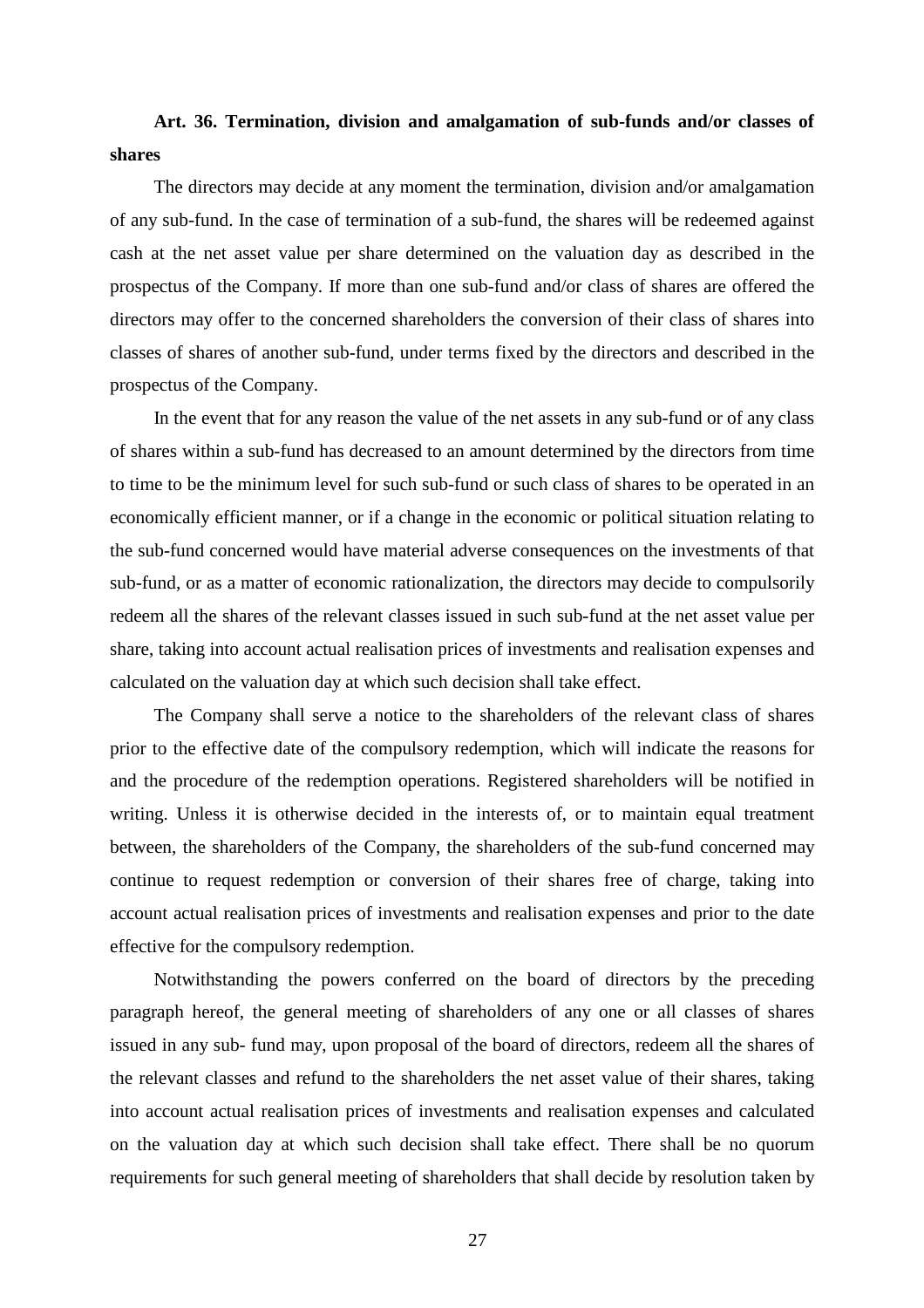**Art. 36. Termination, division and amalgamation of sub-funds and/or classes of shares**

The directors may decide at any moment the termination, division and/or amalgamation of any sub-fund. In the case of termination of a sub-fund, the shares will be redeemed against cash at the net asset value per share determined on the valuation day as described in the prospectus of the Company. If more than one sub-fund and/or class of shares are offered the directors may offer to the concerned shareholders the conversion of their class of shares into classes of shares of another sub-fund, under terms fixed by the directors and described in the prospectus of the Company.

In the event that for any reason the value of the net assets in any sub-fund or of any class of shares within a sub-fund has decreased to an amount determined by the directors from time to time to be the minimum level for such sub-fund or such class of shares to be operated in an economically efficient manner, or if a change in the economic or political situation relating to the sub-fund concerned would have material adverse consequences on the investments of that sub-fund, or as a matter of economic rationalization, the directors may decide to compulsorily redeem all the shares of the relevant classes issued in such sub-fund at the net asset value per share, taking into account actual realisation prices of investments and realisation expenses and calculated on the valuation day at which such decision shall take effect.

The Company shall serve a notice to the shareholders of the relevant class of shares prior to the effective date of the compulsory redemption, which will indicate the reasons for and the procedure of the redemption operations. Registered shareholders will be notified in writing. Unless it is otherwise decided in the interests of, or to maintain equal treatment between, the shareholders of the Company, the shareholders of the sub-fund concerned may continue to request redemption or conversion of their shares free of charge, taking into account actual realisation prices of investments and realisation expenses and prior to the date effective for the compulsory redemption.

Notwithstanding the powers conferred on the board of directors by the preceding paragraph hereof, the general meeting of shareholders of any one or all classes of shares issued in any sub- fund may, upon proposal of the board of directors, redeem all the shares of the relevant classes and refund to the shareholders the net asset value of their shares, taking into account actual realisation prices of investments and realisation expenses and calculated on the valuation day at which such decision shall take effect. There shall be no quorum requirements for such general meeting of shareholders that shall decide by resolution taken by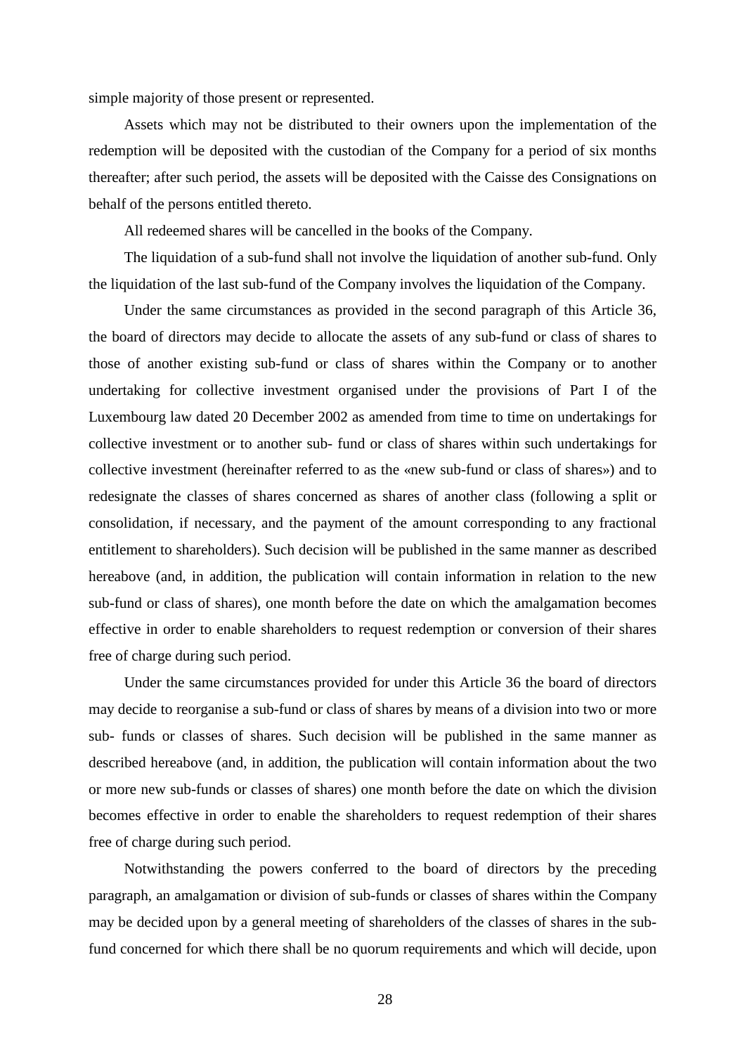simple majority of those present or represented.

Assets which may not be distributed to their owners upon the implementation of the redemption will be deposited with the custodian of the Company for a period of six months thereafter; after such period, the assets will be deposited with the Caisse des Consignations on behalf of the persons entitled thereto.

All redeemed shares will be cancelled in the books of the Company.

The liquidation of a sub-fund shall not involve the liquidation of another sub-fund. Only the liquidation of the last sub-fund of the Company involves the liquidation of the Company.

Under the same circumstances as provided in the second paragraph of this Article 36, the board of directors may decide to allocate the assets of any sub-fund or class of shares to those of another existing sub-fund or class of shares within the Company or to another undertaking for collective investment organised under the provisions of Part I of the Luxembourg law dated 20 December 2002 as amended from time to time on undertakings for collective investment or to another sub- fund or class of shares within such undertakings for collective investment (hereinafter referred to as the «new sub-fund or class of shares») and to redesignate the classes of shares concerned as shares of another class (following a split or consolidation, if necessary, and the payment of the amount corresponding to any fractional entitlement to shareholders). Such decision will be published in the same manner as described hereabove (and, in addition, the publication will contain information in relation to the new sub-fund or class of shares), one month before the date on which the amalgamation becomes effective in order to enable shareholders to request redemption or conversion of their shares free of charge during such period.

Under the same circumstances provided for under this Article 36 the board of directors may decide to reorganise a sub-fund or class of shares by means of a division into two or more sub- funds or classes of shares. Such decision will be published in the same manner as described hereabove (and, in addition, the publication will contain information about the two or more new sub-funds or classes of shares) one month before the date on which the division becomes effective in order to enable the shareholders to request redemption of their shares free of charge during such period.

Notwithstanding the powers conferred to the board of directors by the preceding paragraph, an amalgamation or division of sub-funds or classes of shares within the Company may be decided upon by a general meeting of shareholders of the classes of shares in the sub-fund concerned for which there shall be no quorum requirements and which will decide, upon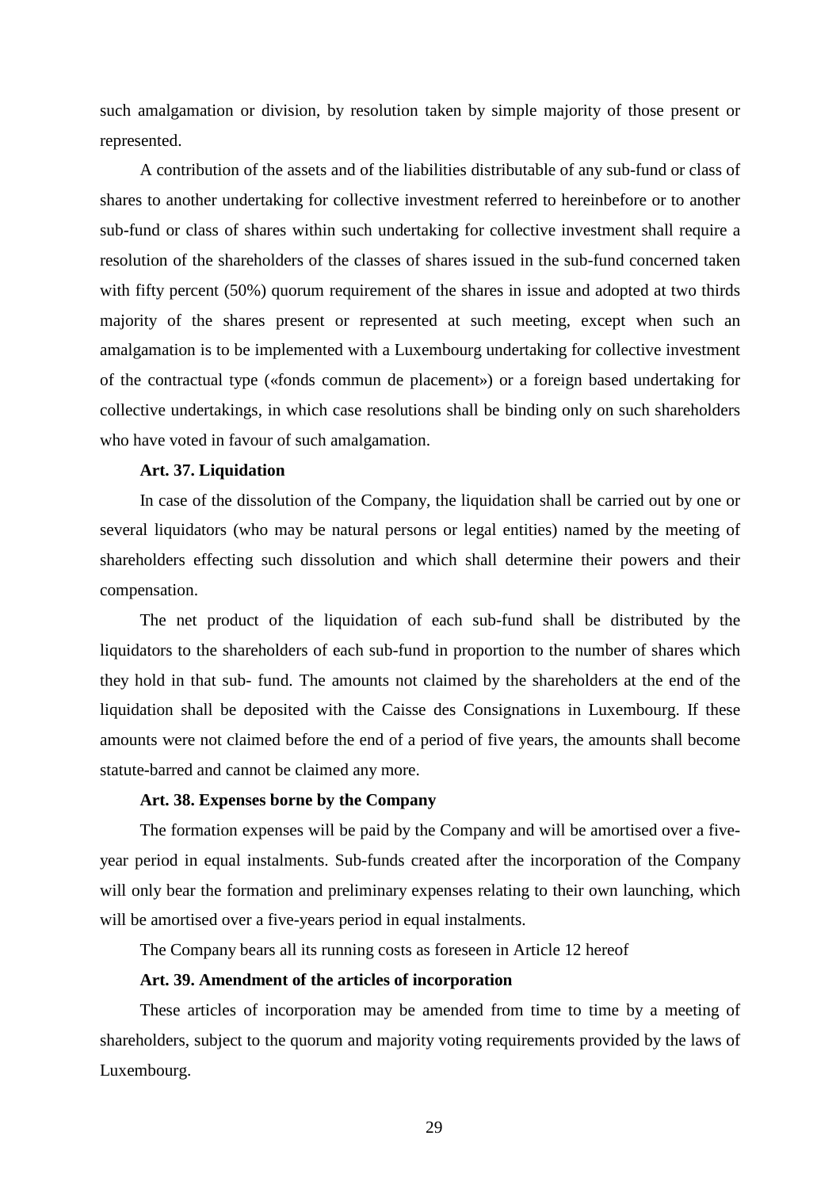such amalgamation or division, by resolution taken by simple majority of those present or represented.

A contribution of the assets and of the liabilities distributable of any sub-fund or class of shares to another undertaking for collective investment referred to hereinbefore or to another sub-fund or class of shares within such undertaking for collective investment shall require a resolution of the shareholders of the classes of shares issued in the sub-fund concerned taken with fifty percent (50%) quorum requirement of the shares in issue and adopted at two thirds majority of the shares present or represented at such meeting, except when such an amalgamation is to be implemented with a Luxembourg undertaking for collective investment of the contractual type («fonds commun de placement») or a foreign based undertaking for collective undertakings, in which case resolutions shall be binding only on such shareholders who have voted in favour of such amalgamation.

**Art. 37. Liquidation**

In case of the dissolution of the Company, the liquidation shall be carried out by one or several liquidators (who may be natural persons or legal entities) named by the meeting of shareholders effecting such dissolution and which shall determine their powers and their compensation.

The net product of the liquidation of each sub-fund shall be distributed by the liquidators to the shareholders of each sub-fund in proportion to the number of shares which they hold in that sub- fund. The amounts not claimed by the shareholders at the end of the liquidation shall be deposited with the Caisse des Consignations in Luxembourg. If these amounts were not claimed before the end of a period of five years, the amounts shall become statute-barred and cannot be claimed any more.

**Art. 38. Expenses borne by the Company**

The formation expenses will be paid by the Company and will be amortised over a five-year period in equal instalments. Sub-funds created after the incorporation of the Company will only bear the formation and preliminary expenses relating to their own launching, which will be amortised over a five-years period in equal instalments.

The Company bears all its running costs as foreseen in Article 12 hereof

**Art. 39. Amendment of the articles of incorporation**

These articles of incorporation may be amended from time to time by a meeting of shareholders, subject to the quorum and majority voting requirements provided by the laws of Luxembourg.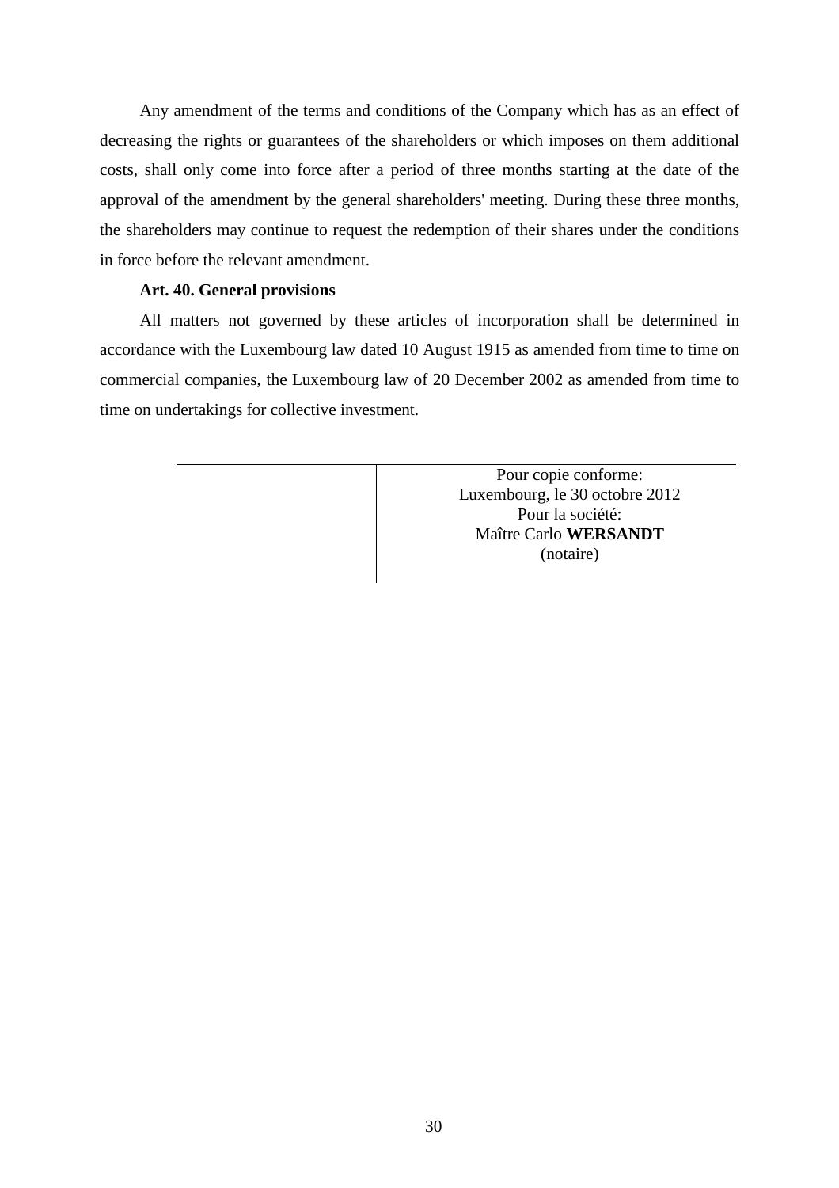Any amendment of the terms and conditions of the Company which has as an effect of decreasing the rights or guarantees of the shareholders or which imposes on them additional costs, shall only come into force after a period of three months starting at the date of the approval of the amendment by the general shareholders' meeting. During these three months, the shareholders may continue to request the redemption of their shares under the conditions in force before the relevant amendment.

**Art. 40. General provisions**

All matters not governed by these articles of incorporation shall be determined in accordance with the Luxembourg law dated 10 August 1915 as amended from time to time on commercial companies, the Luxembourg law of 20 December 2002 as amended from time to time on undertakings for collective investment.

| | |
|---|---|
| | Pour copie conforme:<br>Luxembourg, le 30 octobre 2012<br>Pour la société:<br>Maître Carlo **WERSANDT**<br>(notaire) |